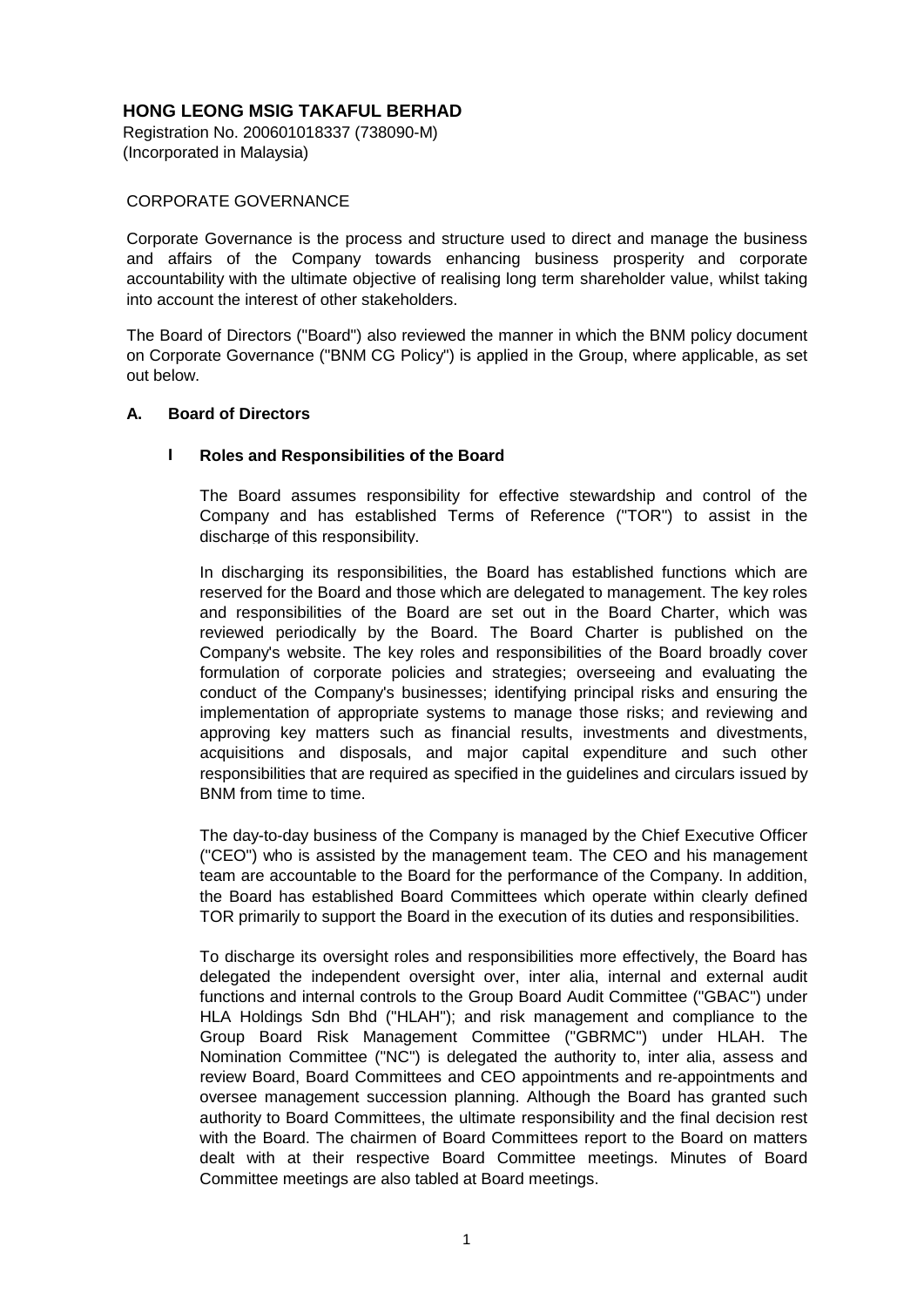**HONG LEONG MSIG TAKAFUL BERHAD**

Registration No. 200601018337 (738090-M)
(Incorporated in Malaysia)

CORPORATE GOVERNANCE

Corporate Governance is the process and structure used to direct and manage the business and affairs of the Company towards enhancing business prosperity and corporate accountability with the ultimate objective of realising long term shareholder value, whilst taking into account the interest of other stakeholders.

The Board of Directors ("Board") also reviewed the manner in which the BNM policy document on Corporate Governance ("BNM CG Policy") is applied in the Group, where applicable, as set out below.

## A. Board of Directors

### I Roles and Responsibilities of the Board

The Board assumes responsibility for effective stewardship and control of the Company and has established Terms of Reference ("TOR") to assist in the discharge of this responsibility.

In discharging its responsibilities, the Board has established functions which are reserved for the Board and those which are delegated to management. The key roles and responsibilities of the Board are set out in the Board Charter, which was reviewed periodically by the Board. The Board Charter is published on the Company's website. The key roles and responsibilities of the Board broadly cover formulation of corporate policies and strategies; overseeing and evaluating the conduct of the Company's businesses; identifying principal risks and ensuring the implementation of appropriate systems to manage those risks; and reviewing and approving key matters such as financial results, investments and divestments, acquisitions and disposals, and major capital expenditure and such other responsibilities that are required as specified in the guidelines and circulars issued by BNM from time to time.

The day-to-day business of the Company is managed by the Chief Executive Officer ("CEO") who is assisted by the management team. The CEO and his management team are accountable to the Board for the performance of the Company. In addition, the Board has established Board Committees which operate within clearly defined TOR primarily to support the Board in the execution of its duties and responsibilities.

To discharge its oversight roles and responsibilities more effectively, the Board has delegated the independent oversight over, inter alia, internal and external audit functions and internal controls to the Group Board Audit Committee ("GBAC") under HLA Holdings Sdn Bhd ("HLAH"); and risk management and compliance to the Group Board Risk Management Committee ("GBRMC") under HLAH. The Nomination Committee ("NC") is delegated the authority to, inter alia, assess and review Board, Board Committees and CEO appointments and re-appointments and oversee management succession planning. Although the Board has granted such authority to Board Committees, the ultimate responsibility and the final decision rest with the Board. The chairmen of Board Committees report to the Board on matters dealt with at their respective Board Committee meetings. Minutes of Board Committee meetings are also tabled at Board meetings.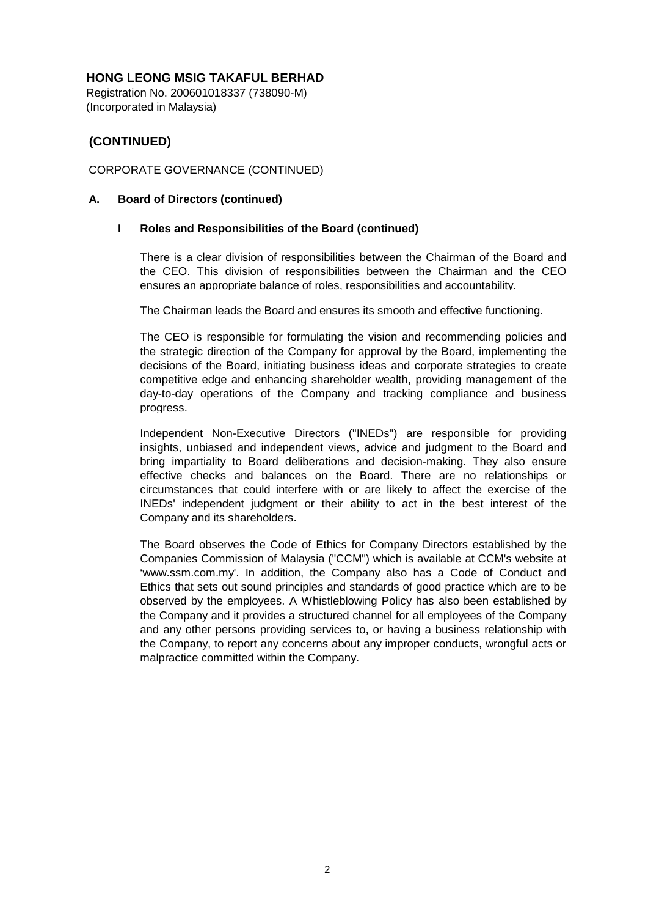**HONG LEONG MSIG TAKAFUL BERHAD**

Registration No. 200601018337 (738090-M)
(Incorporated in Malaysia)

## (CONTINUED)

CORPORATE GOVERNANCE (CONTINUED)

### A. Board of Directors (continued)

#### I Roles and Responsibilities of the Board (continued)

There is a clear division of responsibilities between the Chairman of the Board and the CEO. This division of responsibilities between the Chairman and the CEO ensures an appropriate balance of roles, responsibilities and accountability.

The Chairman leads the Board and ensures its smooth and effective functioning.

The CEO is responsible for formulating the vision and recommending policies and the strategic direction of the Company for approval by the Board, implementing the decisions of the Board, initiating business ideas and corporate strategies to create competitive edge and enhancing shareholder wealth, providing management of the day-to-day operations of the Company and tracking compliance and business progress.

Independent Non-Executive Directors ("INEDs") are responsible for providing insights, unbiased and independent views, advice and judgment to the Board and bring impartiality to Board deliberations and decision-making. They also ensure effective checks and balances on the Board. There are no relationships or circumstances that could interfere with or are likely to affect the exercise of the INEDs' independent judgment or their ability to act in the best interest of the Company and its shareholders.

The Board observes the Code of Ethics for Company Directors established by the Companies Commission of Malaysia ("CCM") which is available at CCM's website at 'www.ssm.com.my'. In addition, the Company also has a Code of Conduct and Ethics that sets out sound principles and standards of good practice which are to be observed by the employees. A Whistleblowing Policy has also been established by the Company and it provides a structured channel for all employees of the Company and any other persons providing services to, or having a business relationship with the Company, to report any concerns about any improper conducts, wrongful acts or malpractice committed within the Company.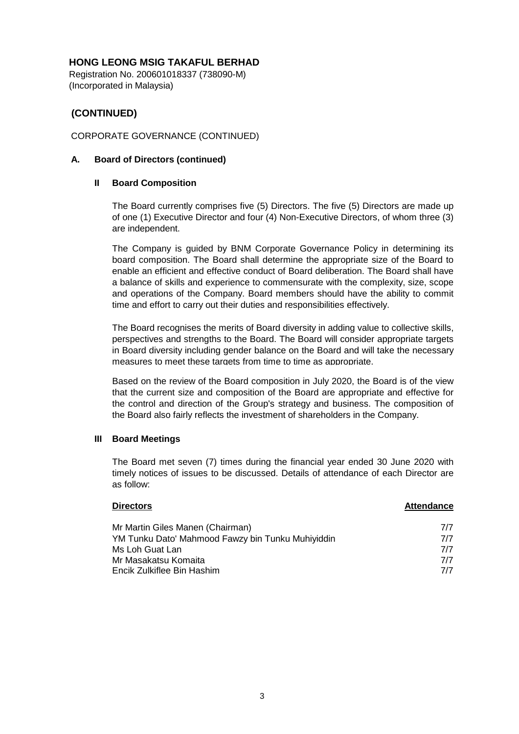**HONG LEONG MSIG TAKAFUL BERHAD**
Registration No. 200601018337 (738090-M)
(Incorporated in Malaysia)

## (CONTINUED)

CORPORATE GOVERNANCE (CONTINUED)

**A. Board of Directors (continued)**

**II Board Composition**

The Board currently comprises five (5) Directors. The five (5) Directors are made up of one (1) Executive Director and four (4) Non-Executive Directors, of whom three (3) are independent.

The Company is guided by BNM Corporate Governance Policy in determining its board composition. The Board shall determine the appropriate size of the Board to enable an efficient and effective conduct of Board deliberation. The Board shall have a balance of skills and experience to commensurate with the complexity, size, scope and operations of the Company. Board members should have the ability to commit time and effort to carry out their duties and responsibilities effectively.

The Board recognises the merits of Board diversity in adding value to collective skills, perspectives and strengths to the Board. The Board will consider appropriate targets in Board diversity including gender balance on the Board and will take the necessary measures to meet these targets from time to time as appropriate.

Based on the review of the Board composition in July 2020, the Board is of the view that the current size and composition of the Board are appropriate and effective for the control and direction of the Group's strategy and business. The composition of the Board also fairly reflects the investment of shareholders in the Company.

**III Board Meetings**

The Board met seven (7) times during the financial year ended 30 June 2020 with timely notices of issues to be discussed. Details of attendance of each Director are as follow:

| Directors | Attendance |
|---|---|
| Mr Martin Giles Manen (Chairman) | 7/7 |
| YM Tunku Dato' Mahmood Fawzy bin Tunku Muhiyiddin | 7/7 |
| Ms Loh Guat Lan | 7/7 |
| Mr Masakatsu Komaita | 7/7 |
| Encik Zulkiflee Bin Hashim | 7/7 |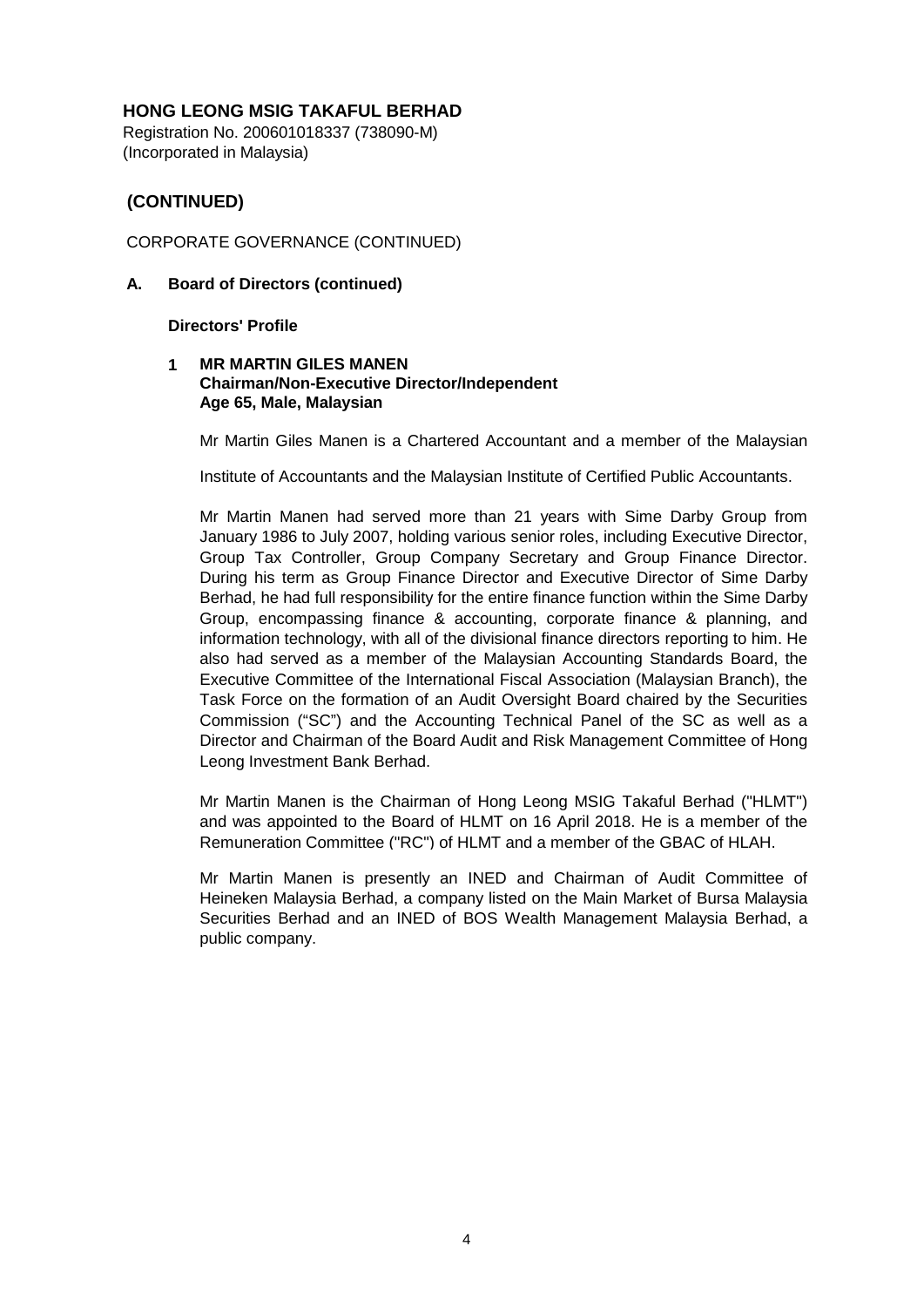**HONG LEONG MSIG TAKAFUL BERHAD**
Registration No. 200601018337 (738090-M)
(Incorporated in Malaysia)

## (CONTINUED)

CORPORATE GOVERNANCE (CONTINUED)

**A. Board of Directors (continued)**

**Directors' Profile**

**1 MR MARTIN GILES MANEN**
**Chairman/Non-Executive Director/Independent**
**Age 65, Male, Malaysian**

Mr Martin Giles Manen is a Chartered Accountant and a member of the Malaysian

Institute of Accountants and the Malaysian Institute of Certified Public Accountants.

Mr Martin Manen had served more than 21 years with Sime Darby Group from January 1986 to July 2007, holding various senior roles, including Executive Director, Group Tax Controller, Group Company Secretary and Group Finance Director. During his term as Group Finance Director and Executive Director of Sime Darby Berhad, he had full responsibility for the entire finance function within the Sime Darby Group, encompassing finance & accounting, corporate finance & planning, and information technology, with all of the divisional finance directors reporting to him. He also had served as a member of the Malaysian Accounting Standards Board, the Executive Committee of the International Fiscal Association (Malaysian Branch), the Task Force on the formation of an Audit Oversight Board chaired by the Securities Commission ("SC") and the Accounting Technical Panel of the SC as well as a Director and Chairman of the Board Audit and Risk Management Committee of Hong Leong Investment Bank Berhad.

Mr Martin Manen is the Chairman of Hong Leong MSIG Takaful Berhad ("HLMT") and was appointed to the Board of HLMT on 16 April 2018. He is a member of the Remuneration Committee ("RC") of HLMT and a member of the GBAC of HLAH.

Mr Martin Manen is presently an INED and Chairman of Audit Committee of Heineken Malaysia Berhad, a company listed on the Main Market of Bursa Malaysia Securities Berhad and an INED of BOS Wealth Management Malaysia Berhad, a public company.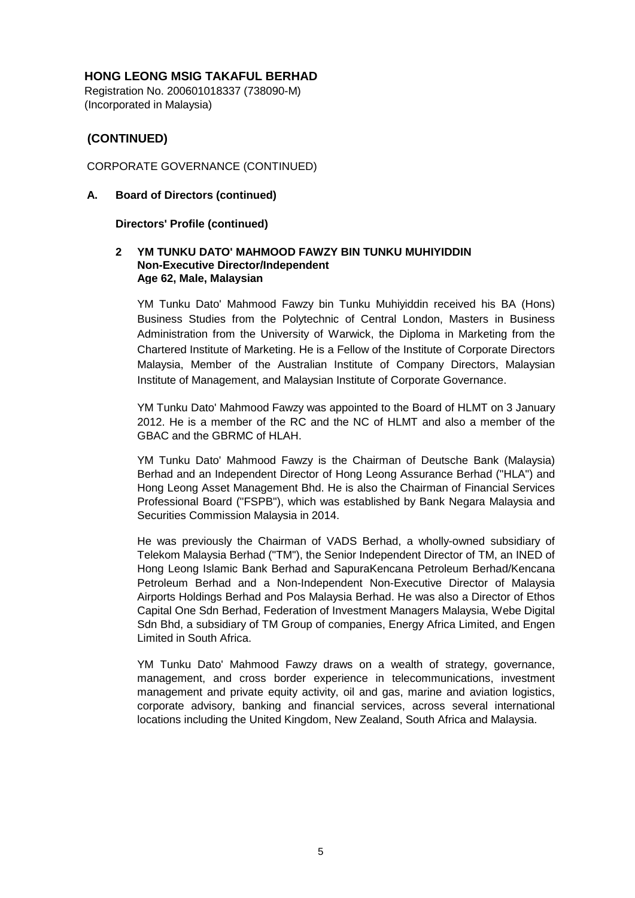**HONG LEONG MSIG TAKAFUL BERHAD**
Registration No. 200601018337 (738090-M)
(Incorporated in Malaysia)

## (CONTINUED)

CORPORATE GOVERNANCE (CONTINUED)

### A. Board of Directors (continued)

**Directors' Profile (continued)**

**2 YM TUNKU DATO' MAHMOOD FAWZY BIN TUNKU MUHIYIDDIN**
**Non-Executive Director/Independent**
**Age 62, Male, Malaysian**

YM Tunku Dato' Mahmood Fawzy bin Tunku Muhiyiddin received his BA (Hons) Business Studies from the Polytechnic of Central London, Masters in Business Administration from the University of Warwick, the Diploma in Marketing from the Chartered Institute of Marketing. He is a Fellow of the Institute of Corporate Directors Malaysia, Member of the Australian Institute of Company Directors, Malaysian Institute of Management, and Malaysian Institute of Corporate Governance.

YM Tunku Dato' Mahmood Fawzy was appointed to the Board of HLMT on 3 January 2012. He is a member of the RC and the NC of HLMT and also a member of the GBAC and the GBRMC of HLAH.

YM Tunku Dato' Mahmood Fawzy is the Chairman of Deutsche Bank (Malaysia) Berhad and an Independent Director of Hong Leong Assurance Berhad ("HLA") and Hong Leong Asset Management Bhd. He is also the Chairman of Financial Services Professional Board ("FSPB"), which was established by Bank Negara Malaysia and Securities Commission Malaysia in 2014.

He was previously the Chairman of VADS Berhad, a wholly-owned subsidiary of Telekom Malaysia Berhad ("TM"), the Senior Independent Director of TM, an INED of Hong Leong Islamic Bank Berhad and SapuraKencana Petroleum Berhad/Kencana Petroleum Berhad and a Non-Independent Non-Executive Director of Malaysia Airports Holdings Berhad and Pos Malaysia Berhad. He was also a Director of Ethos Capital One Sdn Berhad, Federation of Investment Managers Malaysia, Webe Digital Sdn Bhd, a subsidiary of TM Group of companies, Energy Africa Limited, and Engen Limited in South Africa.

YM Tunku Dato' Mahmood Fawzy draws on a wealth of strategy, governance, management, and cross border experience in telecommunications, investment management and private equity activity, oil and gas, marine and aviation logistics, corporate advisory, banking and financial services, across several international locations including the United Kingdom, New Zealand, South Africa and Malaysia.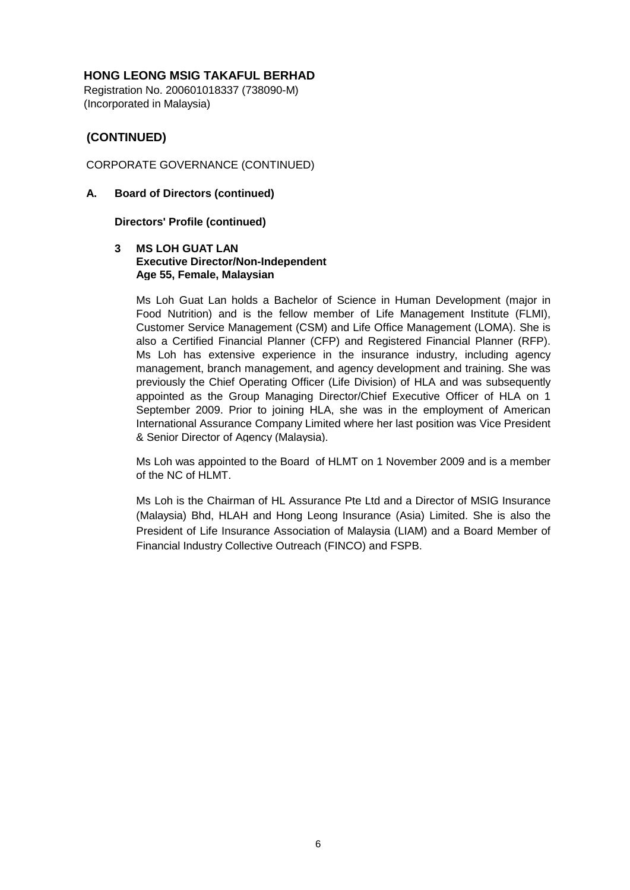**HONG LEONG MSIG TAKAFUL BERHAD**
Registration No. 200601018337 (738090-M)
(Incorporated in Malaysia)

## (CONTINUED)

CORPORATE GOVERNANCE (CONTINUED)

**A. Board of Directors (continued)**

**Directors' Profile (continued)**

**3 MS LOH GUAT LAN**
**Executive Director/Non-Independent**
**Age 55, Female, Malaysian**

Ms Loh Guat Lan holds a Bachelor of Science in Human Development (major in Food Nutrition) and is the fellow member of Life Management Institute (FLMI), Customer Service Management (CSM) and Life Office Management (LOMA). She is also a Certified Financial Planner (CFP) and Registered Financial Planner (RFP). Ms Loh has extensive experience in the insurance industry, including agency management, branch management, and agency development and training. She was previously the Chief Operating Officer (Life Division) of HLA and was subsequently appointed as the Group Managing Director/Chief Executive Officer of HLA on 1 September 2009. Prior to joining HLA, she was in the employment of American International Assurance Company Limited where her last position was Vice President & Senior Director of Agency (Malaysia).

Ms Loh was appointed to the Board of HLMT on 1 November 2009 and is a member of the NC of HLMT.

Ms Loh is the Chairman of HL Assurance Pte Ltd and a Director of MSIG Insurance (Malaysia) Bhd, HLAH and Hong Leong Insurance (Asia) Limited. She is also the President of Life Insurance Association of Malaysia (LIAM) and a Board Member of Financial Industry Collective Outreach (FINCO) and FSPB.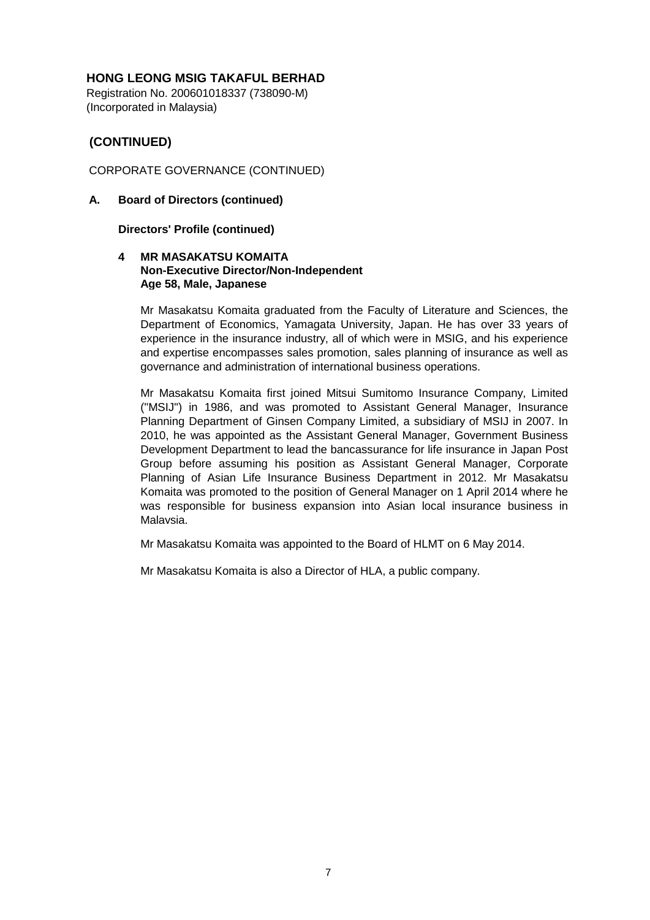**HONG LEONG MSIG TAKAFUL BERHAD**
Registration No. 200601018337 (738090-M)
(Incorporated in Malaysia)

## (CONTINUED)

CORPORATE GOVERNANCE (CONTINUED)

**A. Board of Directors (continued)**

**Directors' Profile (continued)**

**4 MR MASAKATSU KOMAITA**
**Non-Executive Director/Non-Independent**
**Age 58, Male, Japanese**

Mr Masakatsu Komaita graduated from the Faculty of Literature and Sciences, the Department of Economics, Yamagata University, Japan. He has over 33 years of experience in the insurance industry, all of which were in MSIG, and his experience and expertise encompasses sales promotion, sales planning of insurance as well as governance and administration of international business operations.

Mr Masakatsu Komaita first joined Mitsui Sumitomo Insurance Company, Limited ("MSIJ") in 1986, and was promoted to Assistant General Manager, Insurance Planning Department of Ginsen Company Limited, a subsidiary of MSIJ in 2007. In 2010, he was appointed as the Assistant General Manager, Government Business Development Department to lead the bancassurance for life insurance in Japan Post Group before assuming his position as Assistant General Manager, Corporate Planning of Asian Life Insurance Business Department in 2012. Mr Masakatsu Komaita was promoted to the position of General Manager on 1 April 2014 where he was responsible for business expansion into Asian local insurance business in Malaysia.

Mr Masakatsu Komaita was appointed to the Board of HLMT on 6 May 2014.

Mr Masakatsu Komaita is also a Director of HLA, a public company.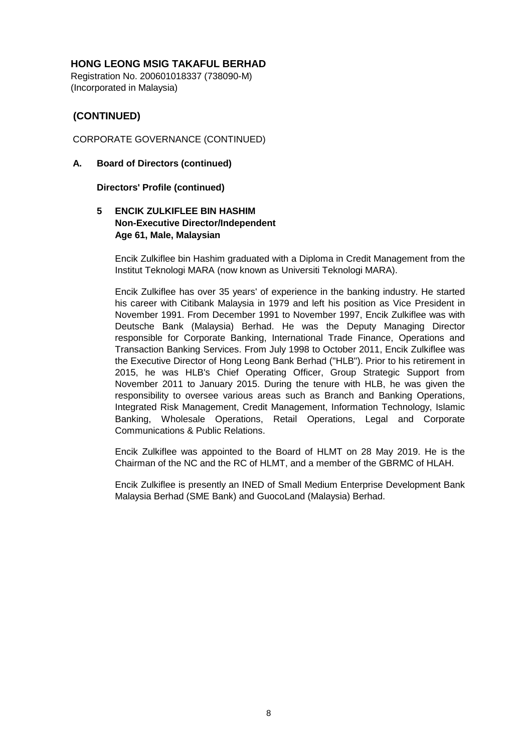**HONG LEONG MSIG TAKAFUL BERHAD**
Registration No. 200601018337 (738090-M)
(Incorporated in Malaysia)

## (CONTINUED)

CORPORATE GOVERNANCE (CONTINUED)

**A. Board of Directors (continued)**

**Directors' Profile (continued)**

**5 ENCIK ZULKIFLEE BIN HASHIM**
**Non-Executive Director/Independent**
**Age 61, Male, Malaysian**

Encik Zulkiflee bin Hashim graduated with a Diploma in Credit Management from the Institut Teknologi MARA (now known as Universiti Teknologi MARA).

Encik Zulkiflee has over 35 years' of experience in the banking industry. He started his career with Citibank Malaysia in 1979 and left his position as Vice President in November 1991. From December 1991 to November 1997, Encik Zulkiflee was with Deutsche Bank (Malaysia) Berhad. He was the Deputy Managing Director responsible for Corporate Banking, International Trade Finance, Operations and Transaction Banking Services. From July 1998 to October 2011, Encik Zulkiflee was the Executive Director of Hong Leong Bank Berhad ("HLB"). Prior to his retirement in 2015, he was HLB's Chief Operating Officer, Group Strategic Support from November 2011 to January 2015. During the tenure with HLB, he was given the responsibility to oversee various areas such as Branch and Banking Operations, Integrated Risk Management, Credit Management, Information Technology, Islamic Banking, Wholesale Operations, Retail Operations, Legal and Corporate Communications & Public Relations.

Encik Zulkiflee was appointed to the Board of HLMT on 28 May 2019. He is the Chairman of the NC and the RC of HLMT, and a member of the GBRMC of HLAH.

Encik Zulkiflee is presently an INED of Small Medium Enterprise Development Bank Malaysia Berhad (SME Bank) and GuocoLand (Malaysia) Berhad.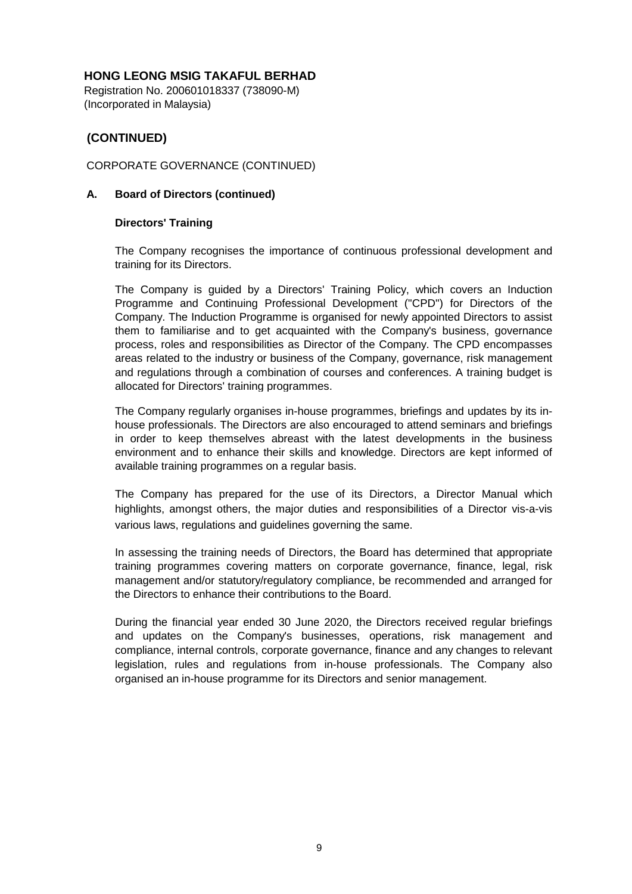**HONG LEONG MSIG TAKAFUL BERHAD**
Registration No. 200601018337 (738090-M)
(Incorporated in Malaysia)

## (CONTINUED)

CORPORATE GOVERNANCE (CONTINUED)

### A. Board of Directors (continued)

**Directors' Training**

The Company recognises the importance of continuous professional development and training for its Directors.

The Company is guided by a Directors' Training Policy, which covers an Induction Programme and Continuing Professional Development ("CPD") for Directors of the Company. The Induction Programme is organised for newly appointed Directors to assist them to familiarise and to get acquainted with the Company's business, governance process, roles and responsibilities as Director of the Company. The CPD encompasses areas related to the industry or business of the Company, governance, risk management and regulations through a combination of courses and conferences. A training budget is allocated for Directors' training programmes.

The Company regularly organises in-house programmes, briefings and updates by its in-house professionals. The Directors are also encouraged to attend seminars and briefings in order to keep themselves abreast with the latest developments in the business environment and to enhance their skills and knowledge. Directors are kept informed of available training programmes on a regular basis.

The Company has prepared for the use of its Directors, a Director Manual which highlights, amongst others, the major duties and responsibilities of a Director vis-a-vis various laws, regulations and guidelines governing the same.

In assessing the training needs of Directors, the Board has determined that appropriate training programmes covering matters on corporate governance, finance, legal, risk management and/or statutory/regulatory compliance, be recommended and arranged for the Directors to enhance their contributions to the Board.

During the financial year ended 30 June 2020, the Directors received regular briefings and updates on the Company's businesses, operations, risk management and compliance, internal controls, corporate governance, finance and any changes to relevant legislation, rules and regulations from in-house professionals. The Company also organised an in-house programme for its Directors and senior management.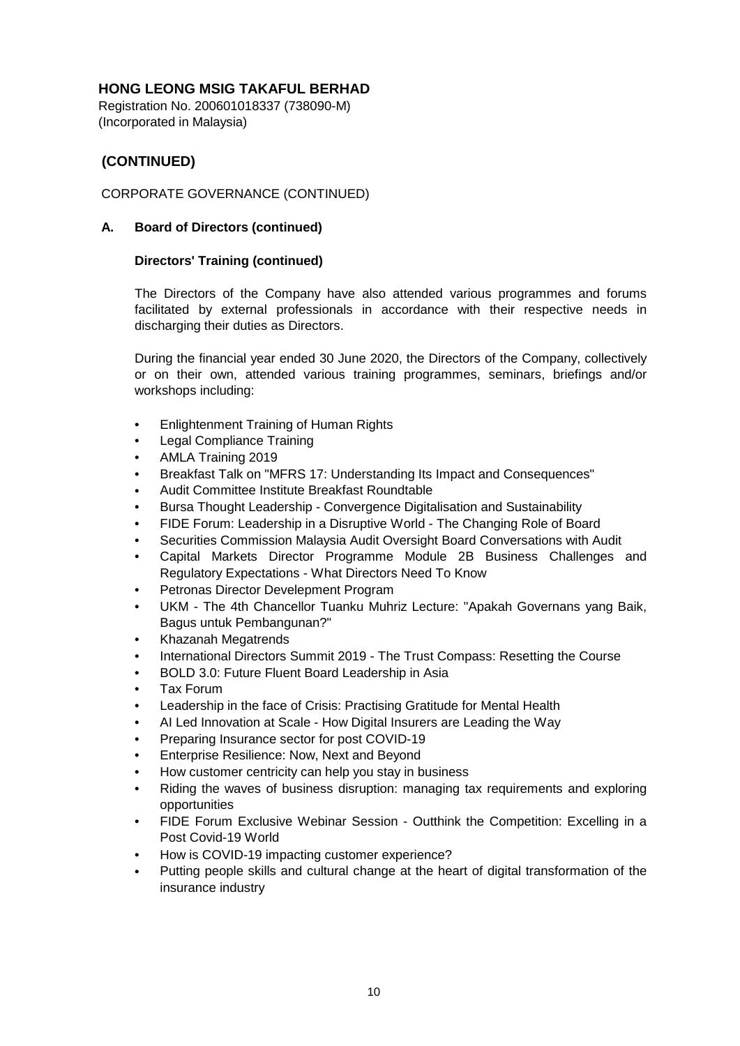**HONG LEONG MSIG TAKAFUL BERHAD**

Registration No. 200601018337 (738090-M)
(Incorporated in Malaysia)

## (CONTINUED)

CORPORATE GOVERNANCE (CONTINUED)

### A. Board of Directors (continued)

**Directors' Training (continued)**

The Directors of the Company have also attended various programmes and forums facilitated by external professionals in accordance with their respective needs in discharging their duties as Directors.

During the financial year ended 30 June 2020, the Directors of the Company, collectively or on their own, attended various training programmes, seminars, briefings and/or workshops including:

- Enlightenment Training of Human Rights
- Legal Compliance Training
- AMLA Training 2019
- Breakfast Talk on "MFRS 17: Understanding Its Impact and Consequences"
- Audit Committee Institute Breakfast Roundtable
- Bursa Thought Leadership - Convergence Digitalisation and Sustainability
- FIDE Forum: Leadership in a Disruptive World - The Changing Role of Board
- Securities Commission Malaysia Audit Oversight Board Conversations with Audit
- Capital Markets Director Programme Module 2B Business Challenges and Regulatory Expectations - What Directors Need To Know
- Petronas Director Develepment Program
- UKM - The 4th Chancellor Tuanku Muhriz Lecture: "Apakah Governans yang Baik, Bagus untuk Pembangunan?"
- Khazanah Megatrends
- International Directors Summit 2019 - The Trust Compass: Resetting the Course
- BOLD 3.0: Future Fluent Board Leadership in Asia
- Tax Forum
- Leadership in the face of Crisis: Practising Gratitude for Mental Health
- AI Led Innovation at Scale - How Digital Insurers are Leading the Way
- Preparing Insurance sector for post COVID-19
- Enterprise Resilience: Now, Next and Beyond
- How customer centricity can help you stay in business
- Riding the waves of business disruption: managing tax requirements and exploring opportunities
- FIDE Forum Exclusive Webinar Session - Outthink the Competition: Excelling in a Post Covid-19 World
- How is COVID-19 impacting customer experience?
- Putting people skills and cultural change at the heart of digital transformation of the insurance industry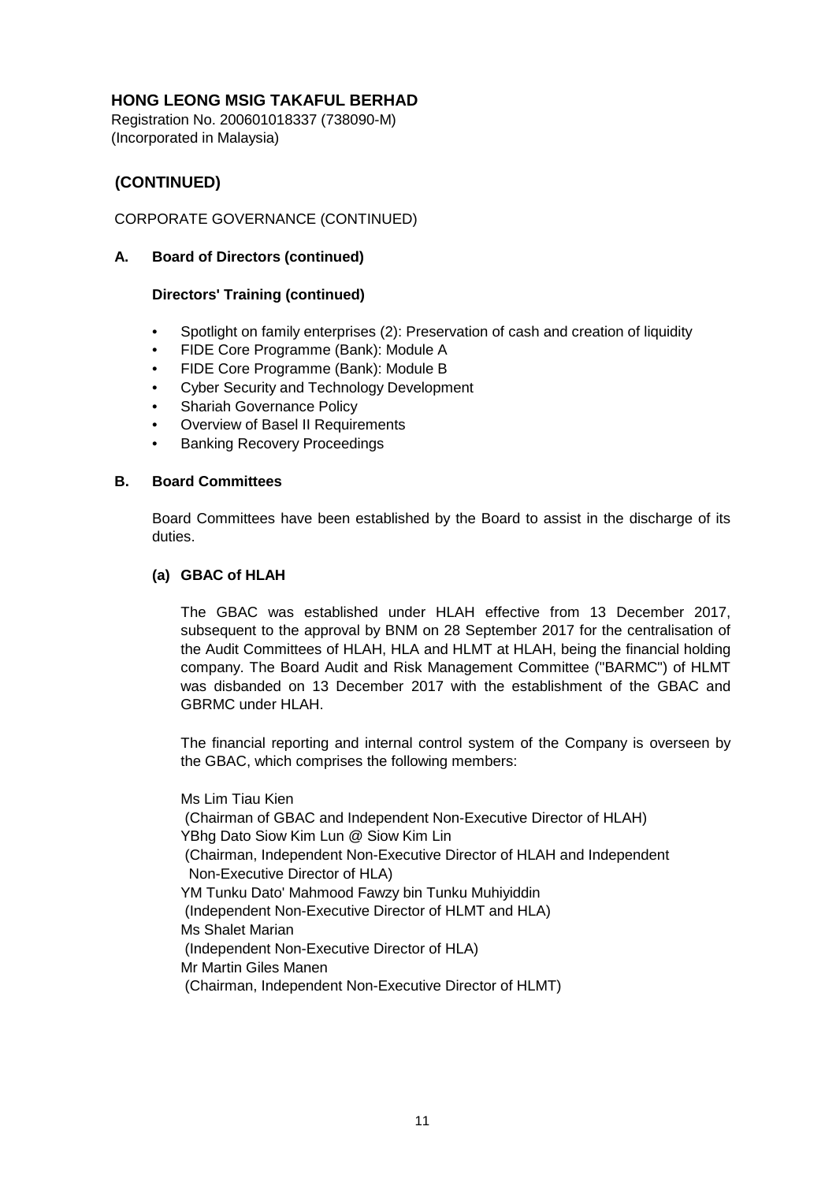**HONG LEONG MSIG TAKAFUL BERHAD**

Registration No. 200601018337 (738090-M)
(Incorporated in Malaysia)

## (CONTINUED)

CORPORATE GOVERNANCE (CONTINUED)

### A. Board of Directors (continued)

**Directors' Training (continued)**

- Spotlight on family enterprises (2): Preservation of cash and creation of liquidity
- FIDE Core Programme (Bank): Module A
- FIDE Core Programme (Bank): Module B
- Cyber Security and Technology Development
- Shariah Governance Policy
- Overview of Basel II Requirements
- Banking Recovery Proceedings

### B. Board Committees

Board Committees have been established by the Board to assist in the discharge of its duties.

**(a) GBAC of HLAH**

The GBAC was established under HLAH effective from 13 December 2017, subsequent to the approval by BNM on 28 September 2017 for the centralisation of the Audit Committees of HLAH, HLA and HLMT at HLAH, being the financial holding company. The Board Audit and Risk Management Committee ("BARMC") of HLMT was disbanded on 13 December 2017 with the establishment of the GBAC and GBRMC under HLAH.

The financial reporting and internal control system of the Company is overseen by the GBAC, which comprises the following members:

Ms Lim Tiau Kien
(Chairman of GBAC and Independent Non-Executive Director of HLAH)
YBhg Dato Siow Kim Lun @ Siow Kim Lin
(Chairman, Independent Non-Executive Director of HLAH and Independent Non-Executive Director of HLA)
YM Tunku Dato' Mahmood Fawzy bin Tunku Muhiyiddin
(Independent Non-Executive Director of HLMT and HLA)
Ms Shalet Marian
(Independent Non-Executive Director of HLA)
Mr Martin Giles Manen
(Chairman, Independent Non-Executive Director of HLMT)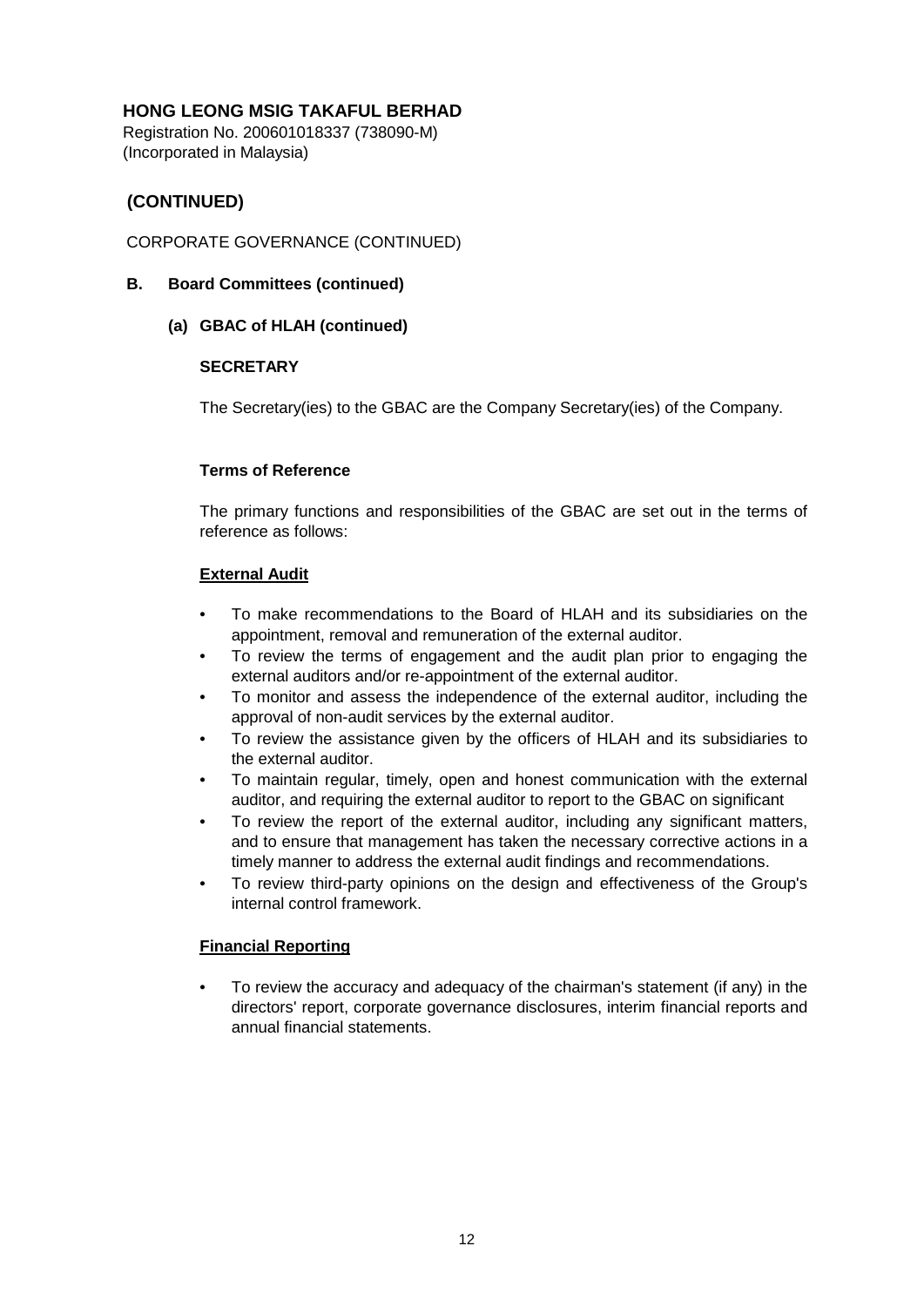**HONG LEONG MSIG TAKAFUL BERHAD**
Registration No. 200601018337 (738090-M)
(Incorporated in Malaysia)

## (CONTINUED)

CORPORATE GOVERNANCE (CONTINUED)

### B. Board Committees (continued)

#### (a) GBAC of HLAH (continued)

**SECRETARY**

The Secretary(ies) to the GBAC are the Company Secretary(ies) of the Company.

**Terms of Reference**

The primary functions and responsibilities of the GBAC are set out in the terms of reference as follows:

**External Audit**

- To make recommendations to the Board of HLAH and its subsidiaries on the appointment, removal and remuneration of the external auditor.
- To review the terms of engagement and the audit plan prior to engaging the external auditors and/or re-appointment of the external auditor.
- To monitor and assess the independence of the external auditor, including the approval of non-audit services by the external auditor.
- To review the assistance given by the officers of HLAH and its subsidiaries to the external auditor.
- To maintain regular, timely, open and honest communication with the external auditor, and requiring the external auditor to report to the GBAC on significant
- To review the report of the external auditor, including any significant matters, and to ensure that management has taken the necessary corrective actions in a timely manner to address the external audit findings and recommendations.
- To review third-party opinions on the design and effectiveness of the Group's internal control framework.

**Financial Reporting**

- To review the accuracy and adequacy of the chairman's statement (if any) in the directors' report, corporate governance disclosures, interim financial reports and annual financial statements.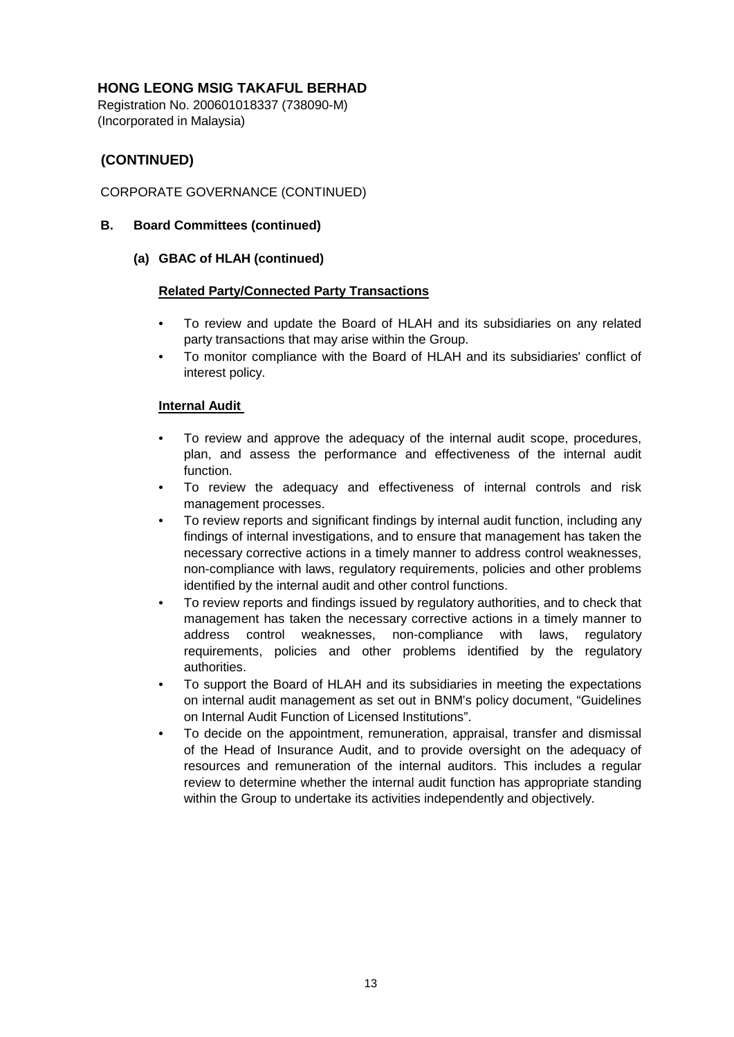**HONG LEONG MSIG TAKAFUL BERHAD**

Registration No. 200601018337 (738090-M)
(Incorporated in Malaysia)

## (CONTINUED)

CORPORATE GOVERNANCE (CONTINUED)

### B. Board Committees (continued)

#### (a) GBAC of HLAH (continued)

**Related Party/Connected Party Transactions**

- To review and update the Board of HLAH and its subsidiaries on any related party transactions that may arise within the Group.
- To monitor compliance with the Board of HLAH and its subsidiaries' conflict of interest policy.

**Internal Audit**

- To review and approve the adequacy of the internal audit scope, procedures, plan, and assess the performance and effectiveness of the internal audit function.
- To review the adequacy and effectiveness of internal controls and risk management processes.
- To review reports and significant findings by internal audit function, including any findings of internal investigations, and to ensure that management has taken the necessary corrective actions in a timely manner to address control weaknesses, non-compliance with laws, regulatory requirements, policies and other problems identified by the internal audit and other control functions.
- To review reports and findings issued by regulatory authorities, and to check that management has taken the necessary corrective actions in a timely manner to address control weaknesses, non-compliance with laws, regulatory requirements, policies and other problems identified by the regulatory authorities.
- To support the Board of HLAH and its subsidiaries in meeting the expectations on internal audit management as set out in BNM's policy document, "Guidelines on Internal Audit Function of Licensed Institutions".
- To decide on the appointment, remuneration, appraisal, transfer and dismissal of the Head of Insurance Audit, and to provide oversight on the adequacy of resources and remuneration of the internal auditors. This includes a regular review to determine whether the internal audit function has appropriate standing within the Group to undertake its activities independently and objectively.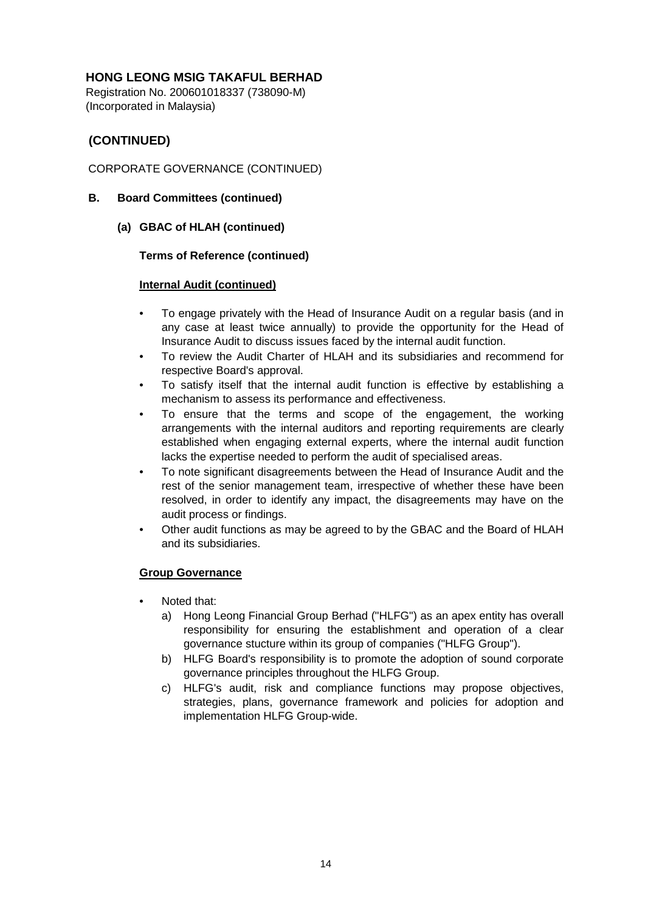**HONG LEONG MSIG TAKAFUL BERHAD**
Registration No. 200601018337 (738090-M)
(Incorporated in Malaysia)

## (CONTINUED)

CORPORATE GOVERNANCE (CONTINUED)

**B. Board Committees (continued)**

**(a) GBAC of HLAH (continued)**

**Terms of Reference (continued)**

**Internal Audit (continued)**

- To engage privately with the Head of Insurance Audit on a regular basis (and in any case at least twice annually) to provide the opportunity for the Head of Insurance Audit to discuss issues faced by the internal audit function.
- To review the Audit Charter of HLAH and its subsidiaries and recommend for respective Board's approval.
- To satisfy itself that the internal audit function is effective by establishing a mechanism to assess its performance and effectiveness.
- To ensure that the terms and scope of the engagement, the working arrangements with the internal auditors and reporting requirements are clearly established when engaging external experts, where the internal audit function lacks the expertise needed to perform the audit of specialised areas.
- To note significant disagreements between the Head of Insurance Audit and the rest of the senior management team, irrespective of whether these have been resolved, in order to identify any impact, the disagreements may have on the audit process or findings.
- Other audit functions as may be agreed to by the GBAC and the Board of HLAH and its subsidiaries.

**Group Governance**

- Noted that:
  a) Hong Leong Financial Group Berhad ("HLFG") as an apex entity has overall responsibility for ensuring the establishment and operation of a clear governance stucture within its group of companies ("HLFG Group").
  b) HLFG Board's responsibility is to promote the adoption of sound corporate governance principles throughout the HLFG Group.
  c) HLFG's audit, risk and compliance functions may propose objectives, strategies, plans, governance framework and policies for adoption and implementation HLFG Group-wide.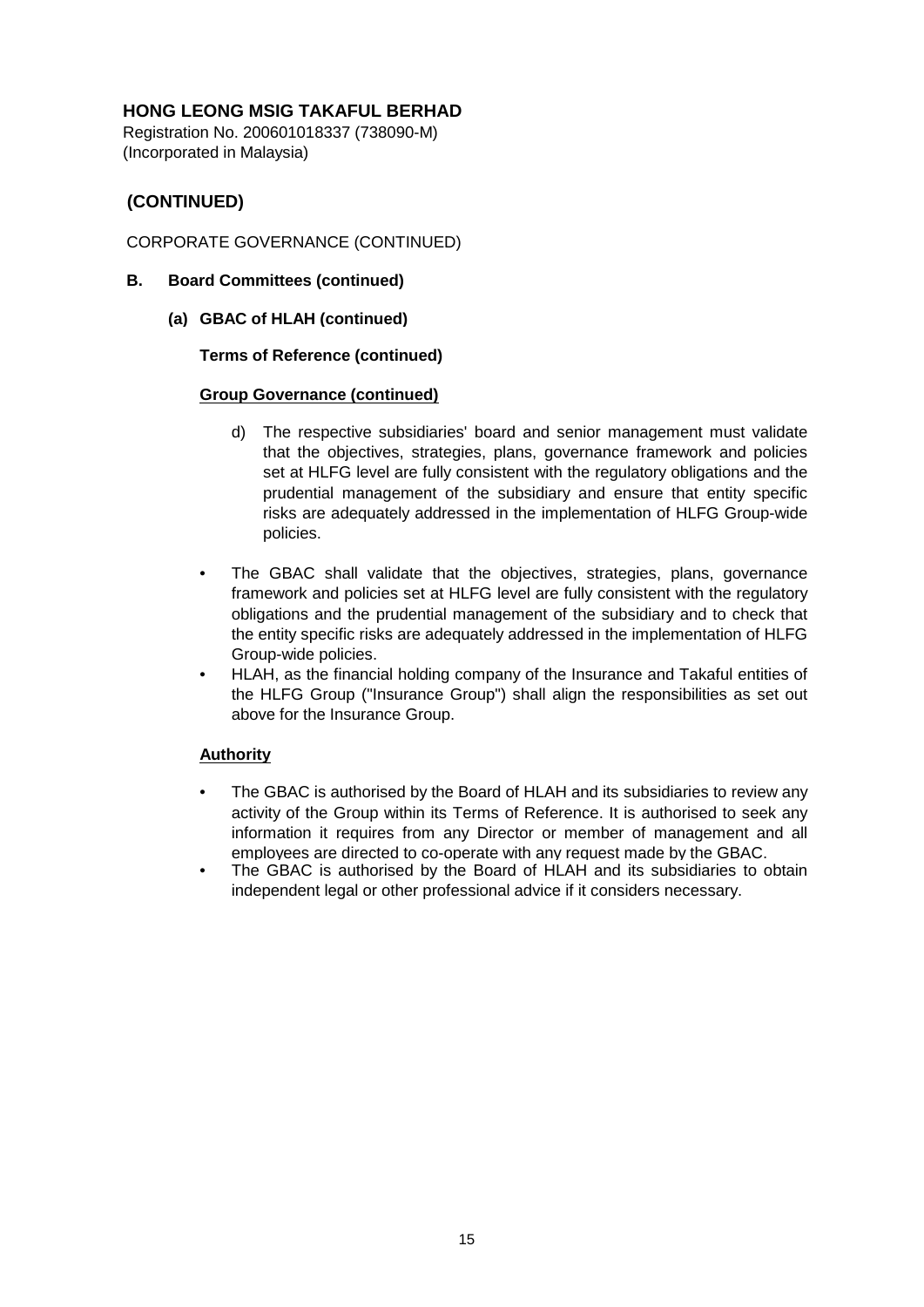**HONG LEONG MSIG TAKAFUL BERHAD**
Registration No. 200601018337 (738090-M)
(Incorporated in Malaysia)

## (CONTINUED)

CORPORATE GOVERNANCE (CONTINUED)

**B. Board Committees (continued)**

**(a) GBAC of HLAH (continued)**

**Terms of Reference (continued)**

**Group Governance (continued)**

d) The respective subsidiaries' board and senior management must validate that the objectives, strategies, plans, governance framework and policies set at HLFG level are fully consistent with the regulatory obligations and the prudential management of the subsidiary and ensure that entity specific risks are adequately addressed in the implementation of HLFG Group-wide policies.

- The GBAC shall validate that the objectives, strategies, plans, governance framework and policies set at HLFG level are fully consistent with the regulatory obligations and the prudential management of the subsidiary and to check that the entity specific risks are adequately addressed in the implementation of HLFG Group-wide policies.
- HLAH, as the financial holding company of the Insurance and Takaful entities of the HLFG Group ("Insurance Group") shall align the responsibilities as set out above for the Insurance Group.

**Authority**

- The GBAC is authorised by the Board of HLAH and its subsidiaries to review any activity of the Group within its Terms of Reference. It is authorised to seek any information it requires from any Director or member of management and all employees are directed to co-operate with any request made by the GBAC.
- The GBAC is authorised by the Board of HLAH and its subsidiaries to obtain independent legal or other professional advice if it considers necessary.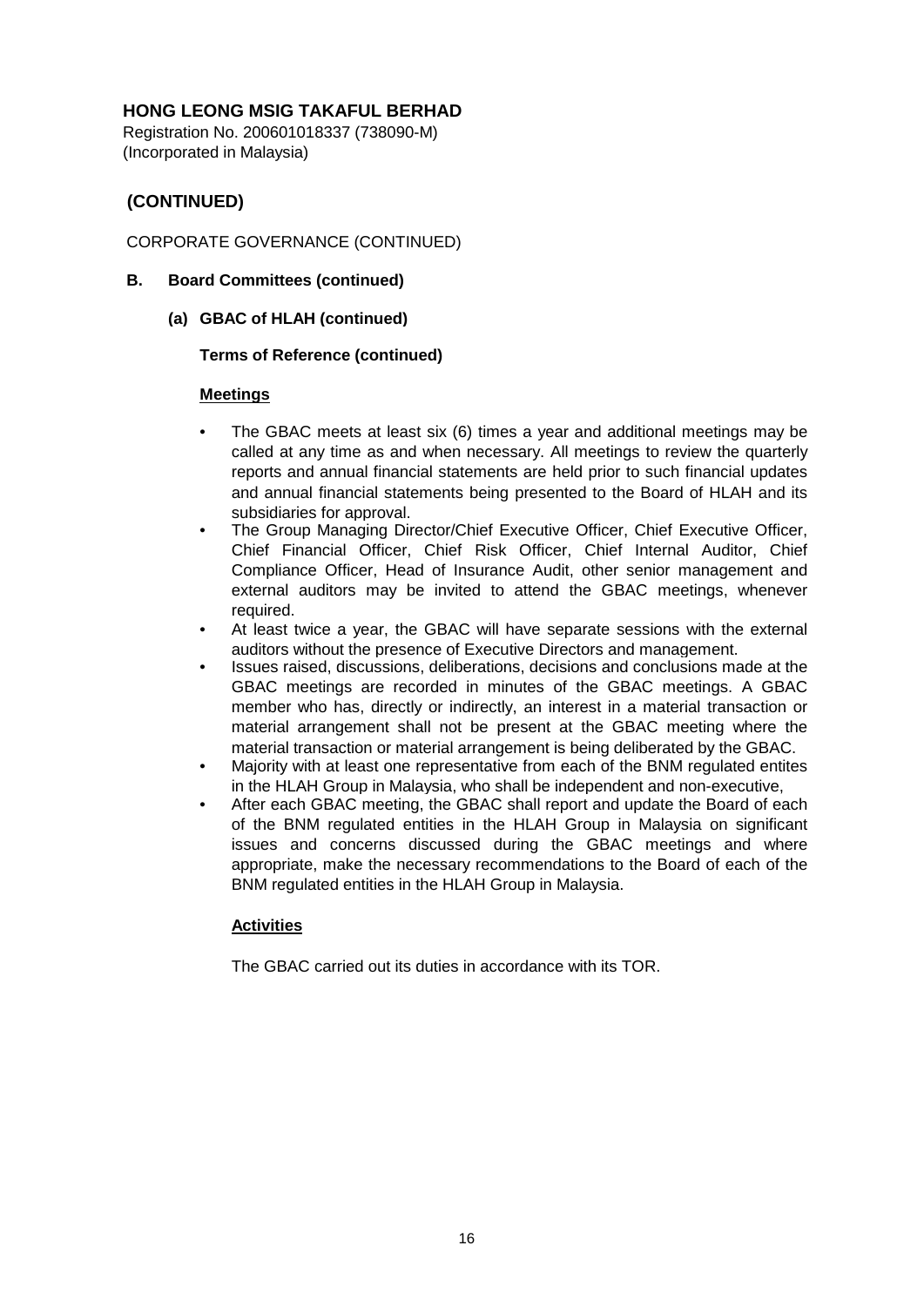**HONG LEONG MSIG TAKAFUL BERHAD**

Registration No. 200601018337 (738090-M)
(Incorporated in Malaysia)

## (CONTINUED)

CORPORATE GOVERNANCE (CONTINUED)

### B. Board Committees (continued)

#### (a) GBAC of HLAH (continued)

**Terms of Reference (continued)**

**Meetings**

- The GBAC meets at least six (6) times a year and additional meetings may be called at any time as and when necessary. All meetings to review the quarterly reports and annual financial statements are held prior to such financial updates and annual financial statements being presented to the Board of HLAH and its subsidiaries for approval.
- The Group Managing Director/Chief Executive Officer, Chief Executive Officer, Chief Financial Officer, Chief Risk Officer, Chief Internal Auditor, Chief Compliance Officer, Head of Insurance Audit, other senior management and external auditors may be invited to attend the GBAC meetings, whenever required.
- At least twice a year, the GBAC will have separate sessions with the external auditors without the presence of Executive Directors and management.
- Issues raised, discussions, deliberations, decisions and conclusions made at the GBAC meetings are recorded in minutes of the GBAC meetings. A GBAC member who has, directly or indirectly, an interest in a material transaction or material arrangement shall not be present at the GBAC meeting where the material transaction or material arrangement is being deliberated by the GBAC.
- Majority with at least one representative from each of the BNM regulated entites in the HLAH Group in Malaysia, who shall be independent and non-executive,
- After each GBAC meeting, the GBAC shall report and update the Board of each of the BNM regulated entities in the HLAH Group in Malaysia on significant issues and concerns discussed during the GBAC meetings and where appropriate, make the necessary recommendations to the Board of each of the BNM regulated entities in the HLAH Group in Malaysia.

**Activities**

The GBAC carried out its duties in accordance with its TOR.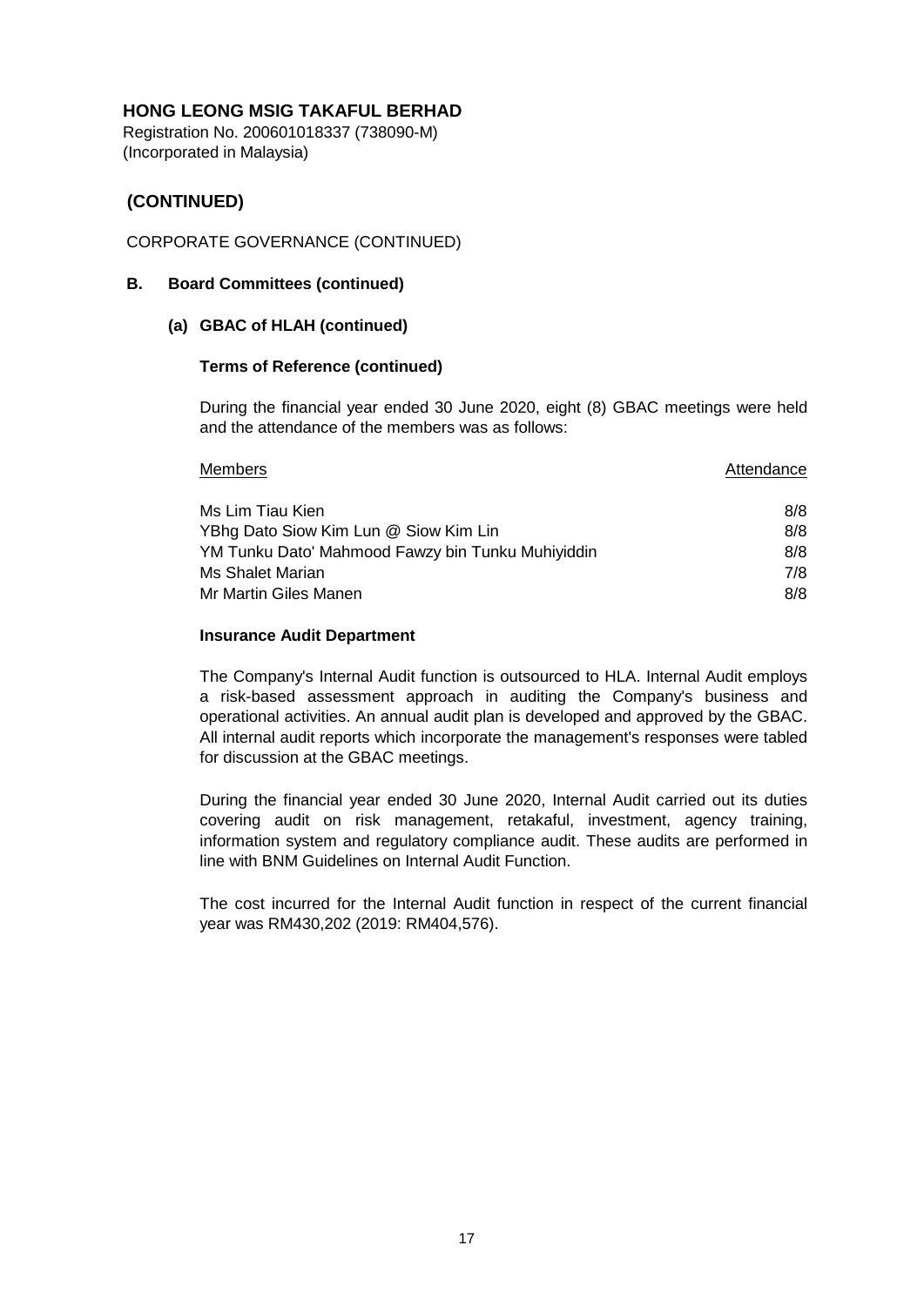**HONG LEONG MSIG TAKAFUL BERHAD**
Registration No. 200601018337 (738090-M)
(Incorporated in Malaysia)

## (CONTINUED)

CORPORATE GOVERNANCE (CONTINUED)

### B. Board Committees (continued)

#### (a) GBAC of HLAH (continued)

**Terms of Reference (continued)**

During the financial year ended 30 June 2020, eight (8) GBAC meetings were held and the attendance of the members was as follows:

| Members | Attendance |
|---|---|
| Ms Lim Tiau Kien | 8/8 |
| YBhg Dato Siow Kim Lun @ Siow Kim Lin | 8/8 |
| YM Tunku Dato' Mahmood Fawzy bin Tunku Muhiyiddin | 8/8 |
| Ms Shalet Marian | 7/8 |
| Mr Martin Giles Manen | 8/8 |

**Insurance Audit Department**

The Company's Internal Audit function is outsourced to HLA. Internal Audit employs a risk-based assessment approach in auditing the Company's business and operational activities. An annual audit plan is developed and approved by the GBAC. All internal audit reports which incorporate the management's responses were tabled for discussion at the GBAC meetings.

During the financial year ended 30 June 2020, Internal Audit carried out its duties covering audit on risk management, retakaful, investment, agency training, information system and regulatory compliance audit. These audits are performed in line with BNM Guidelines on Internal Audit Function.

The cost incurred for the Internal Audit function in respect of the current financial year was RM430,202 (2019: RM404,576).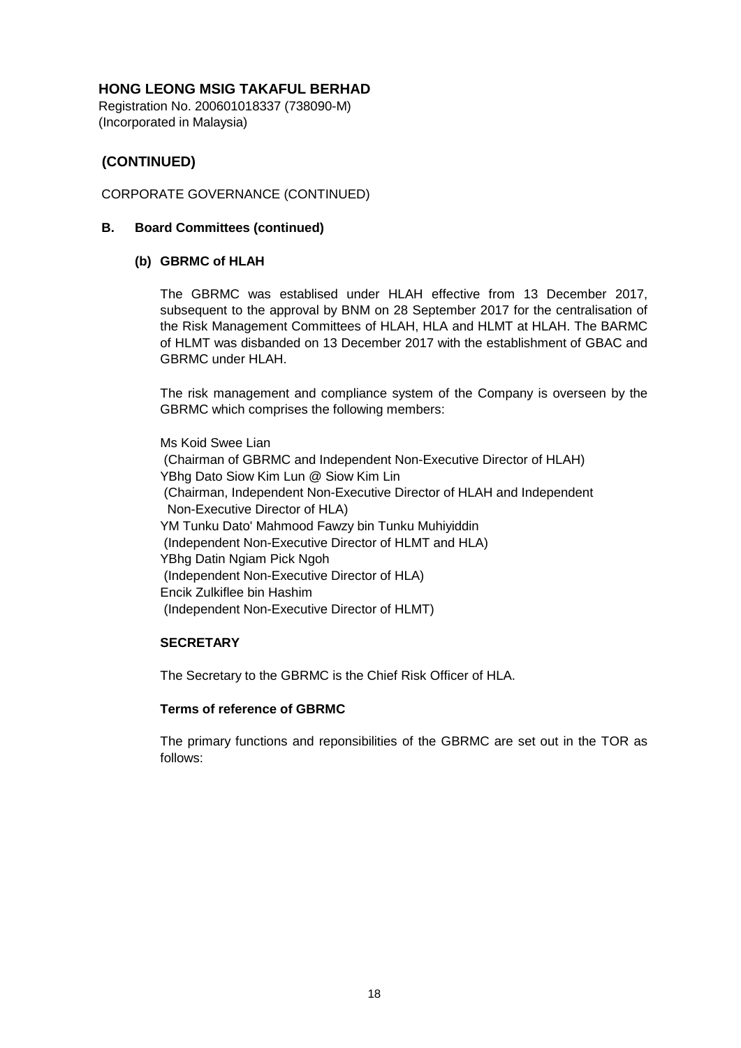**HONG LEONG MSIG TAKAFUL BERHAD**
Registration No. 200601018337 (738090-M)
(Incorporated in Malaysia)

## (CONTINUED)

CORPORATE GOVERNANCE (CONTINUED)

### B. Board Committees (continued)

#### (b) GBRMC of HLAH

The GBRMC was establised under HLAH effective from 13 December 2017, subsequent to the approval by BNM on 28 September 2017 for the centralisation of the Risk Management Committees of HLAH, HLA and HLMT at HLAH. The BARMC of HLMT was disbanded on 13 December 2017 with the establishment of GBAC and GBRMC under HLAH.

The risk management and compliance system of the Company is overseen by the GBRMC which comprises the following members:

Ms Koid Swee Lian
(Chairman of GBRMC and Independent Non-Executive Director of HLAH)
YBhg Dato Siow Kim Lun @ Siow Kim Lin
(Chairman, Independent Non-Executive Director of HLAH and Independent Non-Executive Director of HLA)
YM Tunku Dato' Mahmood Fawzy bin Tunku Muhiyiddin
(Independent Non-Executive Director of HLMT and HLA)
YBhg Datin Ngiam Pick Ngoh
(Independent Non-Executive Director of HLA)
Encik Zulkiflee bin Hashim
(Independent Non-Executive Director of HLMT)

**SECRETARY**

The Secretary to the GBRMC is the Chief Risk Officer of HLA.

**Terms of reference of GBRMC**

The primary functions and reponsibilities of the GBRMC are set out in the TOR as follows: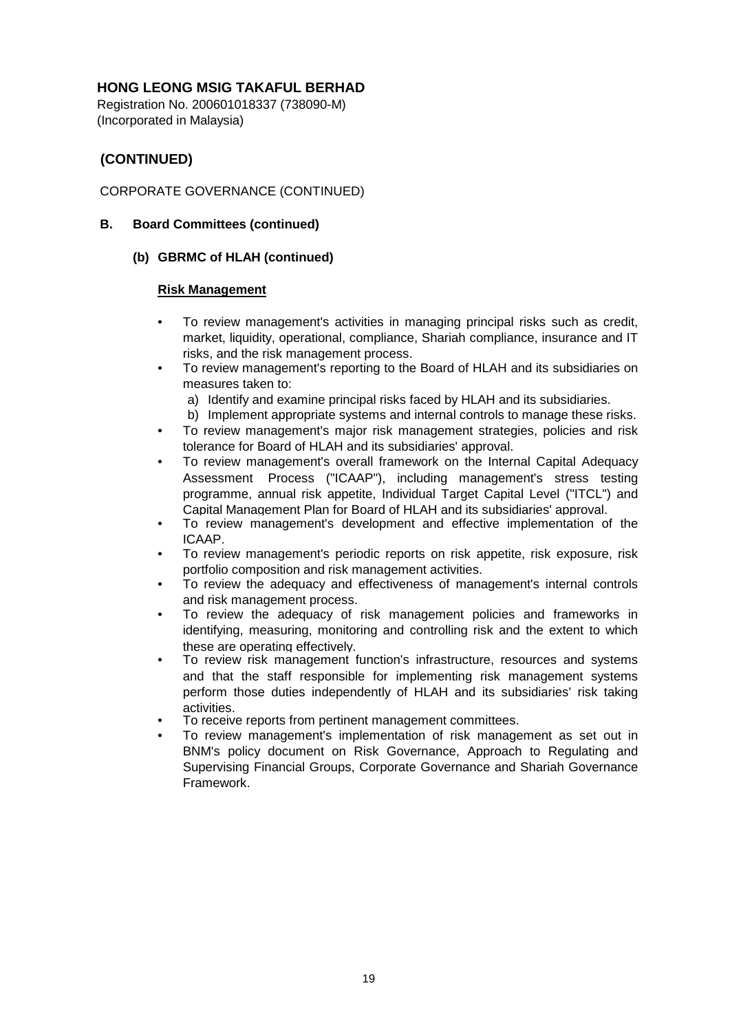**HONG LEONG MSIG TAKAFUL BERHAD**
Registration No. 200601018337 (738090-M)
(Incorporated in Malaysia)

## (CONTINUED)

CORPORATE GOVERNANCE (CONTINUED)

### B. Board Committees (continued)

#### (b) GBRMC of HLAH (continued)

**Risk Management**

- To review management's activities in managing principal risks such as credit, market, liquidity, operational, compliance, Shariah compliance, insurance and IT risks, and the risk management process.
- To review management's reporting to the Board of HLAH and its subsidiaries on measures taken to:
  a) Identify and examine principal risks faced by HLAH and its subsidiaries.
  b) Implement appropriate systems and internal controls to manage these risks.
- To review management's major risk management strategies, policies and risk tolerance for Board of HLAH and its subsidiaries' approval.
- To review management's overall framework on the Internal Capital Adequacy Assessment Process ("ICAAP"), including management's stress testing programme, annual risk appetite, Individual Target Capital Level ("ITCL") and Capital Management Plan for Board of HLAH and its subsidiaries' approval.
- To review management's development and effective implementation of the ICAAP.
- To review management's periodic reports on risk appetite, risk exposure, risk portfolio composition and risk management activities.
- To review the adequacy and effectiveness of management's internal controls and risk management process.
- To review the adequacy of risk management policies and frameworks in identifying, measuring, monitoring and controlling risk and the extent to which these are operating effectively.
- To review risk management function's infrastructure, resources and systems and that the staff responsible for implementing risk management systems perform those duties independently of HLAH and its subsidiaries' risk taking activities.
- To receive reports from pertinent management committees.
- To review management's implementation of risk management as set out in BNM's policy document on Risk Governance, Approach to Regulating and Supervising Financial Groups, Corporate Governance and Shariah Governance Framework.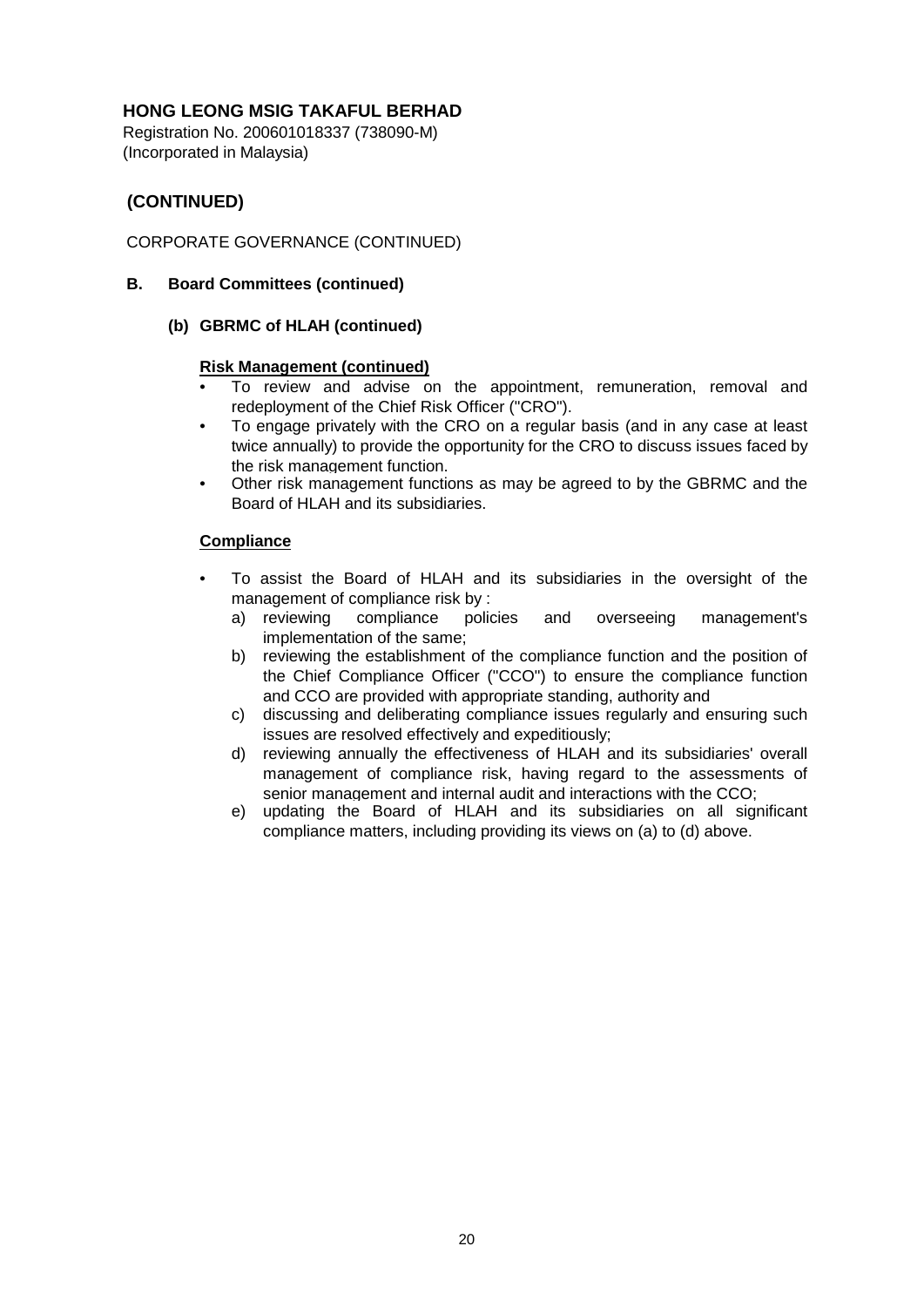**HONG LEONG MSIG TAKAFUL BERHAD**

Registration No. 200601018337 (738090-M)
(Incorporated in Malaysia)

## (CONTINUED)

CORPORATE GOVERNANCE (CONTINUED)

### B. Board Committees (continued)

#### (b) GBRMC of HLAH (continued)

**Risk Management (continued)**

- To review and advise on the appointment, remuneration, removal and redeployment of the Chief Risk Officer ("CRO").
- To engage privately with the CRO on a regular basis (and in any case at least twice annually) to provide the opportunity for the CRO to discuss issues faced by the risk management function.
- Other risk management functions as may be agreed to by the GBRMC and the Board of HLAH and its subsidiaries.

**Compliance**

- To assist the Board of HLAH and its subsidiaries in the oversight of the management of compliance risk by :
  - a) reviewing compliance policies and overseeing management's implementation of the same;
  - b) reviewing the establishment of the compliance function and the position of the Chief Compliance Officer ("CCO") to ensure the compliance function and CCO are provided with appropriate standing, authority and
  - c) discussing and deliberating compliance issues regularly and ensuring such issues are resolved effectively and expeditiously;
  - d) reviewing annually the effectiveness of HLAH and its subsidiaries' overall management of compliance risk, having regard to the assessments of senior management and internal audit and interactions with the CCO;
  - e) updating the Board of HLAH and its subsidiaries on all significant compliance matters, including providing its views on (a) to (d) above.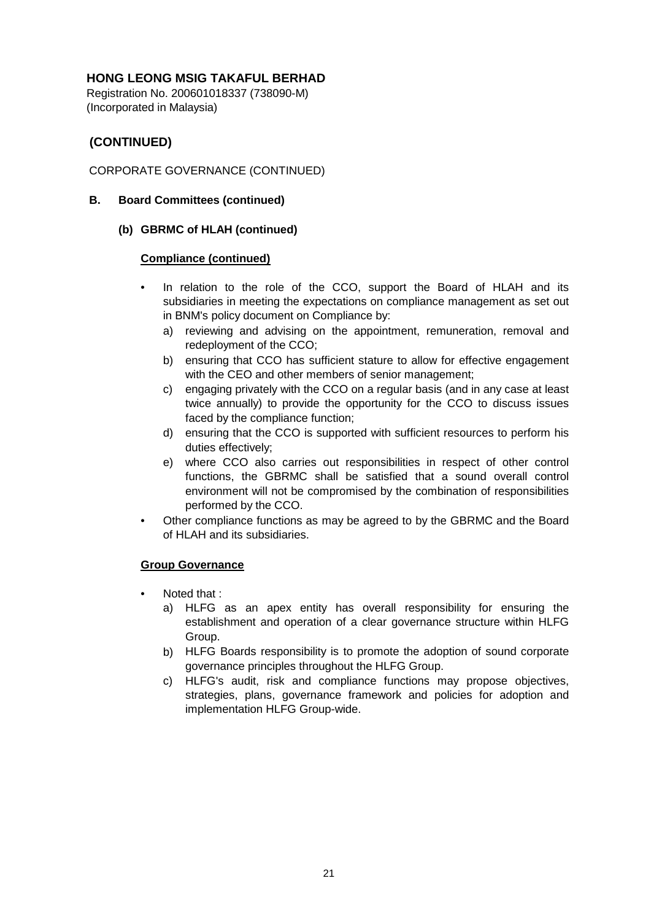**HONG LEONG MSIG TAKAFUL BERHAD**
Registration No. 200601018337 (738090-M)
(Incorporated in Malaysia)

## (CONTINUED)

CORPORATE GOVERNANCE (CONTINUED)

### B. Board Committees (continued)

#### (b) GBRMC of HLAH (continued)

**Compliance (continued)**

- In relation to the role of the CCO, support the Board of HLAH and its subsidiaries in meeting the expectations on compliance management as set out in BNM's policy document on Compliance by:
    a) reviewing and advising on the appointment, remuneration, removal and redeployment of the CCO;
    b) ensuring that CCO has sufficient stature to allow for effective engagement with the CEO and other members of senior management;
    c) engaging privately with the CCO on a regular basis (and in any case at least twice annually) to provide the opportunity for the CCO to discuss issues faced by the compliance function;
    d) ensuring that the CCO is supported with sufficient resources to perform his duties effectively;
    e) where CCO also carries out responsibilities in respect of other control functions, the GBRMC shall be satisfied that a sound overall control environment will not be compromised by the combination of responsibilities performed by the CCO.
- Other compliance functions as may be agreed to by the GBRMC and the Board of HLAH and its subsidiaries.

**Group Governance**

- Noted that :
    a) HLFG as an apex entity has overall responsibility for ensuring the establishment and operation of a clear governance structure within HLFG Group.
    b) HLFG Boards responsibility is to promote the adoption of sound corporate governance principles throughout the HLFG Group.
    c) HLFG's audit, risk and compliance functions may propose objectives, strategies, plans, governance framework and policies for adoption and implementation HLFG Group-wide.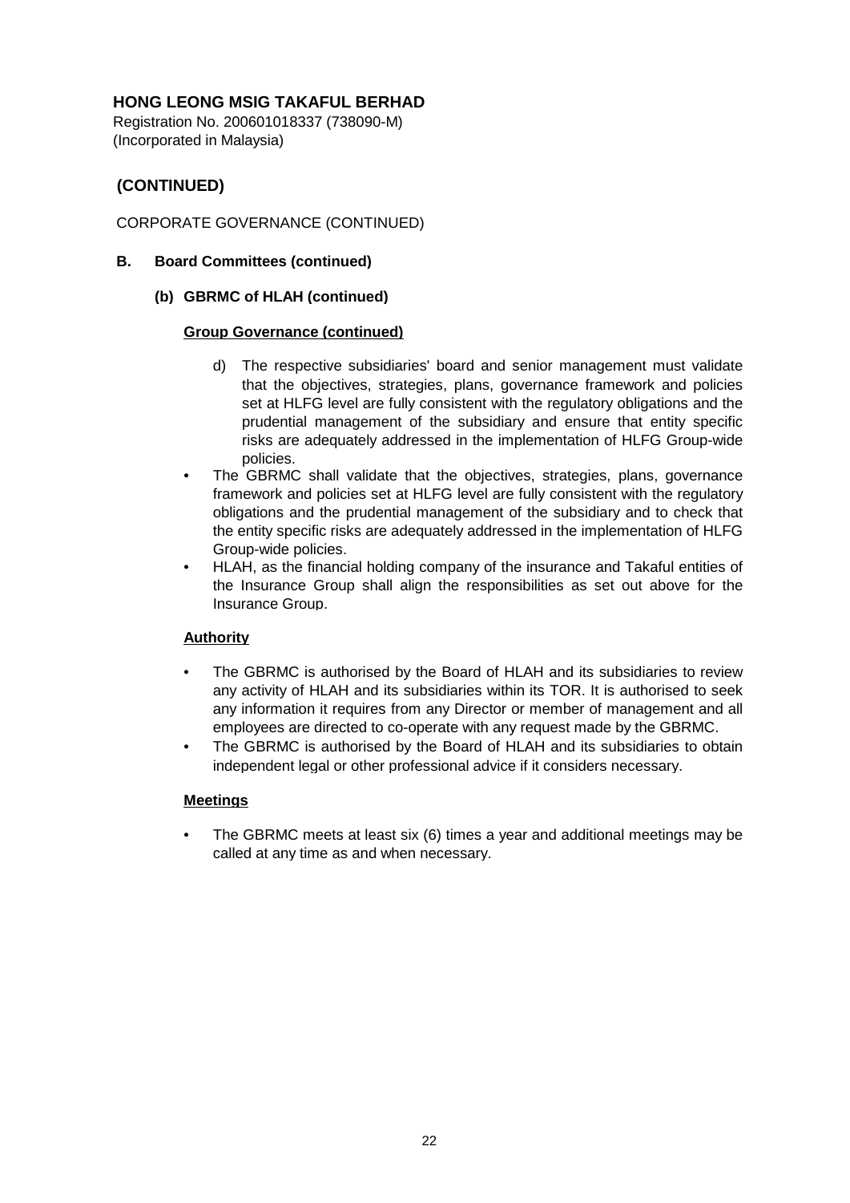**HONG LEONG MSIG TAKAFUL BERHAD**
Registration No. 200601018337 (738090-M)
(Incorporated in Malaysia)

## (CONTINUED)

CORPORATE GOVERNANCE (CONTINUED)

**B. Board Committees (continued)**

**(b) GBRMC of HLAH (continued)**

**Group Governance (continued)**

d) The respective subsidiaries' board and senior management must validate that the objectives, strategies, plans, governance framework and policies set at HLFG level are fully consistent with the regulatory obligations and the prudential management of the subsidiary and ensure that entity specific risks are adequately addressed in the implementation of HLFG Group-wide policies.

- The GBRMC shall validate that the objectives, strategies, plans, governance framework and policies set at HLFG level are fully consistent with the regulatory obligations and the prudential management of the subsidiary and to check that the entity specific risks are adequately addressed in the implementation of HLFG Group-wide policies.
- HLAH, as the financial holding company of the insurance and Takaful entities of the Insurance Group shall align the responsibilities as set out above for the Insurance Group.

**Authority**

- The GBRMC is authorised by the Board of HLAH and its subsidiaries to review any activity of HLAH and its subsidiaries within its TOR. It is authorised to seek any information it requires from any Director or member of management and all employees are directed to co-operate with any request made by the GBRMC.
- The GBRMC is authorised by the Board of HLAH and its subsidiaries to obtain independent legal or other professional advice if it considers necessary.

**Meetings**

- The GBRMC meets at least six (6) times a year and additional meetings may be called at any time as and when necessary.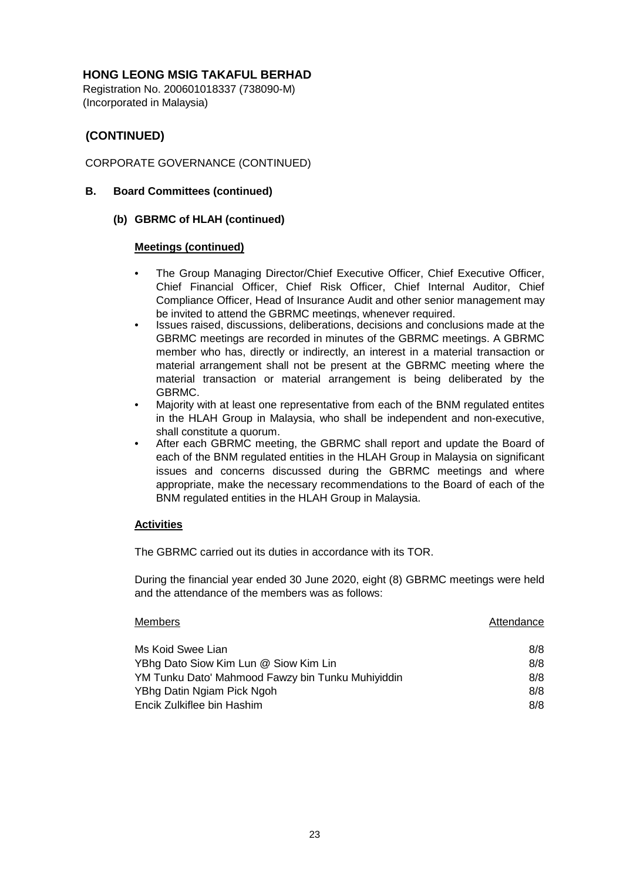**HONG LEONG MSIG TAKAFUL BERHAD**
Registration No. 200601018337 (738090-M)
(Incorporated in Malaysia)

## (CONTINUED)

CORPORATE GOVERNANCE (CONTINUED)

### B. Board Committees (continued)

#### (b) GBRMC of HLAH (continued)

**Meetings (continued)**

- The Group Managing Director/Chief Executive Officer, Chief Executive Officer, Chief Financial Officer, Chief Risk Officer, Chief Internal Auditor, Chief Compliance Officer, Head of Insurance Audit and other senior management may be invited to attend the GBRMC meetings, whenever required.
- Issues raised, discussions, deliberations, decisions and conclusions made at the GBRMC meetings are recorded in minutes of the GBRMC meetings. A GBRMC member who has, directly or indirectly, an interest in a material transaction or material arrangement shall not be present at the GBRMC meeting where the material transaction or material arrangement is being deliberated by the GBRMC.
- Majority with at least one representative from each of the BNM regulated entites in the HLAH Group in Malaysia, who shall be independent and non-executive, shall constitute a quorum.
- After each GBRMC meeting, the GBRMC shall report and update the Board of each of the BNM regulated entities in the HLAH Group in Malaysia on significant issues and concerns discussed during the GBRMC meetings and where appropriate, make the necessary recommendations to the Board of each of the BNM regulated entities in the HLAH Group in Malaysia.

**Activities**

The GBRMC carried out its duties in accordance with its TOR.

During the financial year ended 30 June 2020, eight (8) GBRMC meetings were held and the attendance of the members was as follows:

| Members | Attendance |
|---|---|
| Ms Koid Swee Lian | 8/8 |
| YBhg Dato Siow Kim Lun @ Siow Kim Lin | 8/8 |
| YM Tunku Dato' Mahmood Fawzy bin Tunku Muhiyiddin | 8/8 |
| YBhg Datin Ngiam Pick Ngoh | 8/8 |
| Encik Zulkiflee bin Hashim | 8/8 |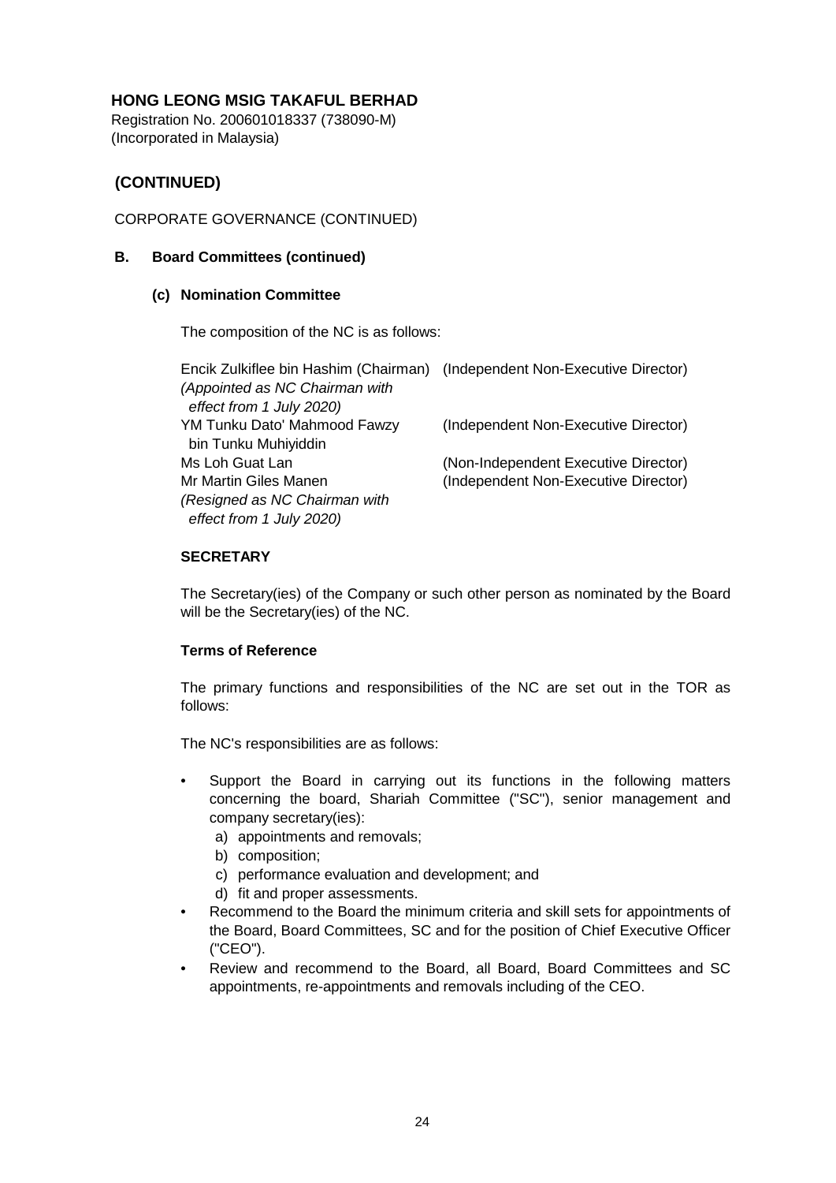**HONG LEONG MSIG TAKAFUL BERHAD**
Registration No. 200601018337 (738090-M)
(Incorporated in Malaysia)

## (CONTINUED)

CORPORATE GOVERNANCE (CONTINUED)

### B. Board Committees (continued)

#### (c) Nomination Committee

The composition of the NC is as follows:

| | |
|---|---|
| Encik Zulkiflee bin Hashim (Chairman) *(Appointed as NC Chairman with effect from 1 July 2020)* | (Independent Non-Executive Director) |
| YM Tunku Dato' Mahmood Fawzy bin Tunku Muhiyiddin | (Independent Non-Executive Director) |
| Ms Loh Guat Lan | (Non-Independent Executive Director) |
| Mr Martin Giles Manen *(Resigned as NC Chairman with effect from 1 July 2020)* | (Independent Non-Executive Director) |

**SECRETARY**

The Secretary(ies) of the Company or such other person as nominated by the Board will be the Secretary(ies) of the NC.

**Terms of Reference**

The primary functions and responsibilities of the NC are set out in the TOR as follows:

The NC's responsibilities are as follows:

- Support the Board in carrying out its functions in the following matters concerning the board, Shariah Committee ("SC"), senior management and company secretary(ies):
  a) appointments and removals;
  b) composition;
  c) performance evaluation and development; and
  d) fit and proper assessments.
- Recommend to the Board the minimum criteria and skill sets for appointments of the Board, Board Committees, SC and for the position of Chief Executive Officer ("CEO").
- Review and recommend to the Board, all Board, Board Committees and SC appointments, re-appointments and removals including of the CEO.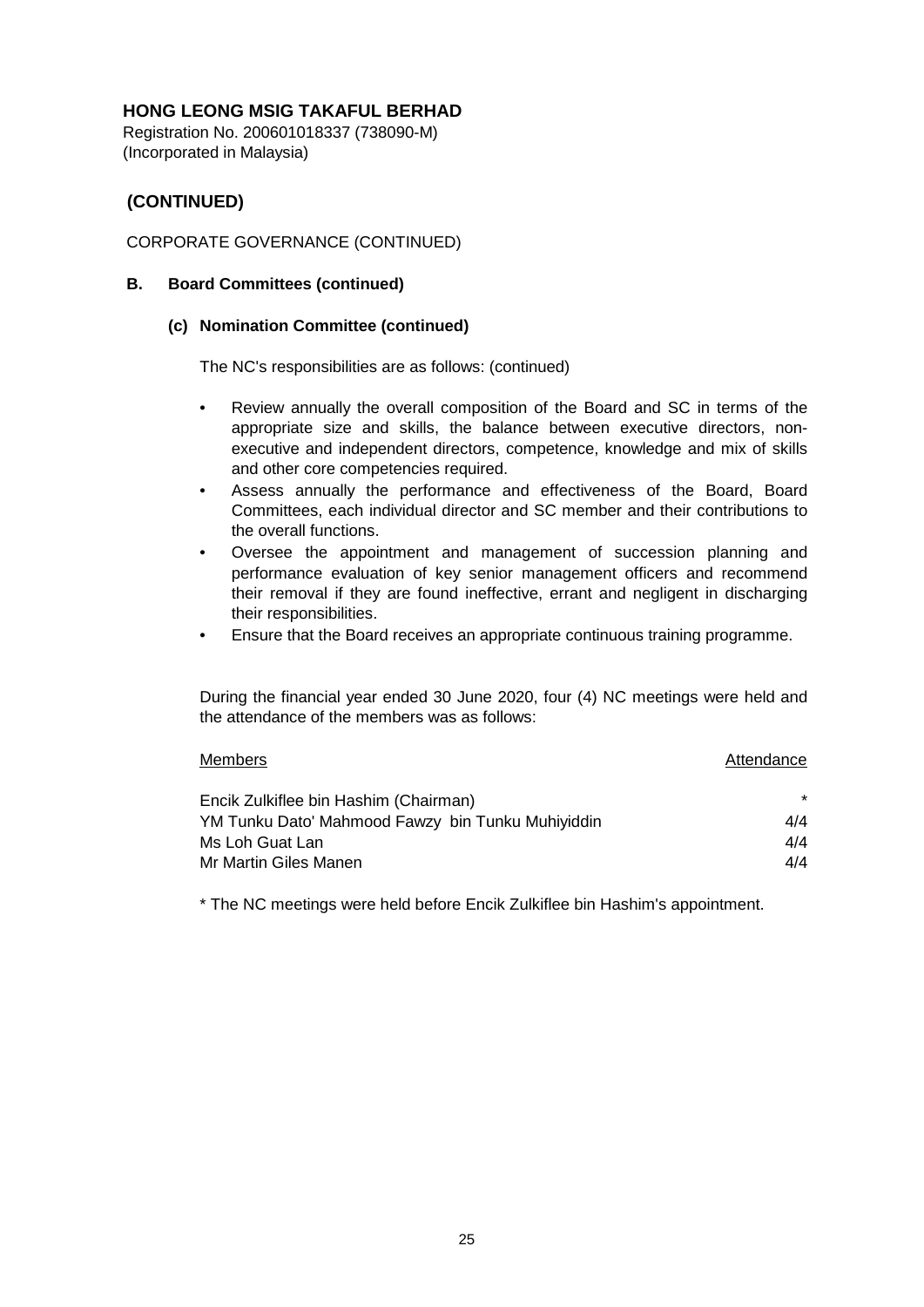**HONG LEONG MSIG TAKAFUL BERHAD**
Registration No. 200601018337 (738090-M)
(Incorporated in Malaysia)

## (CONTINUED)

CORPORATE GOVERNANCE (CONTINUED)

### B. Board Committees (continued)

#### (c) Nomination Committee (continued)

The NC's responsibilities are as follows: (continued)

- Review annually the overall composition of the Board and SC in terms of the appropriate size and skills, the balance between executive directors, non-executive and independent directors, competence, knowledge and mix of skills and other core competencies required.
- Assess annually the performance and effectiveness of the Board, Board Committees, each individual director and SC member and their contributions to the overall functions.
- Oversee the appointment and management of succession planning and performance evaluation of key senior management officers and recommend their removal if they are found ineffective, errant and negligent in discharging their responsibilities.
- Ensure that the Board receives an appropriate continuous training programme.

During the financial year ended 30 June 2020, four (4) NC meetings were held and the attendance of the members was as follows:

| Members | Attendance |
|---|---|
| Encik Zulkiflee bin Hashim (Chairman) | * |
| YM Tunku Dato' Mahmood Fawzy bin Tunku Muhiyiddin | 4/4 |
| Ms Loh Guat Lan | 4/4 |
| Mr Martin Giles Manen | 4/4 |

* The NC meetings were held before Encik Zulkiflee bin Hashim's appointment.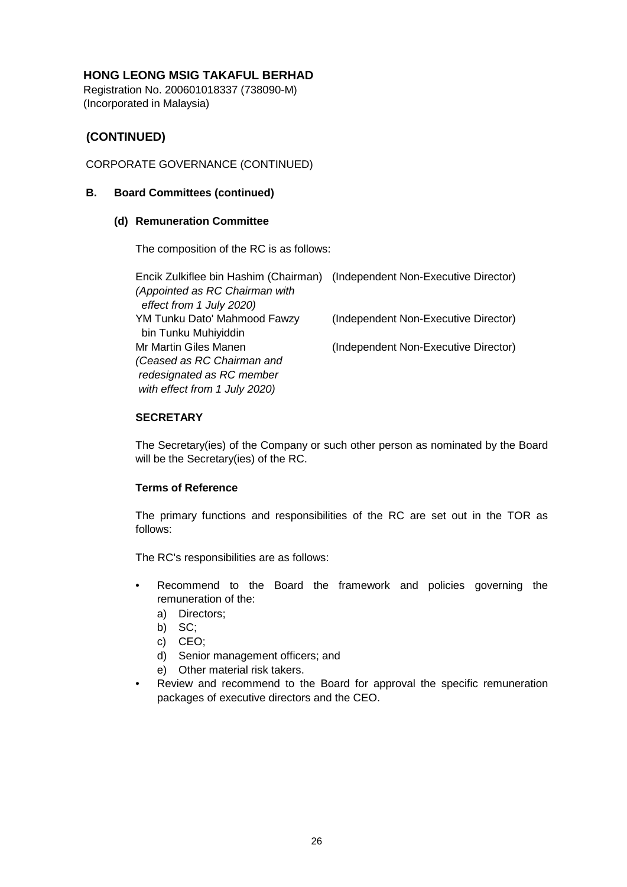**HONG LEONG MSIG TAKAFUL BERHAD**
Registration No. 200601018337 (738090-M)
(Incorporated in Malaysia)

## (CONTINUED)

CORPORATE GOVERNANCE (CONTINUED)

### B. Board Committees (continued)

#### (d) Remuneration Committee

The composition of the RC is as follows:

| | |
|---|---|
| Encik Zulkiflee bin Hashim (Chairman) *(Appointed as RC Chairman with effect from 1 July 2020)* | (Independent Non-Executive Director) |
| YM Tunku Dato' Mahmood Fawzy bin Tunku Muhiyiddin | (Independent Non-Executive Director) |
| Mr Martin Giles Manen *(Ceased as RC Chairman and redesignated as RC member with effect from 1 July 2020)* | (Independent Non-Executive Director) |

**SECRETARY**

The Secretary(ies) of the Company or such other person as nominated by the Board will be the Secretary(ies) of the RC.

**Terms of Reference**

The primary functions and responsibilities of the RC are set out in the TOR as follows:

The RC's responsibilities are as follows:

- Recommend to the Board the framework and policies governing the remuneration of the:
  a) Directors;
  b) SC;
  c) CEO;
  d) Senior management officers; and
  e) Other material risk takers.
- Review and recommend to the Board for approval the specific remuneration packages of executive directors and the CEO.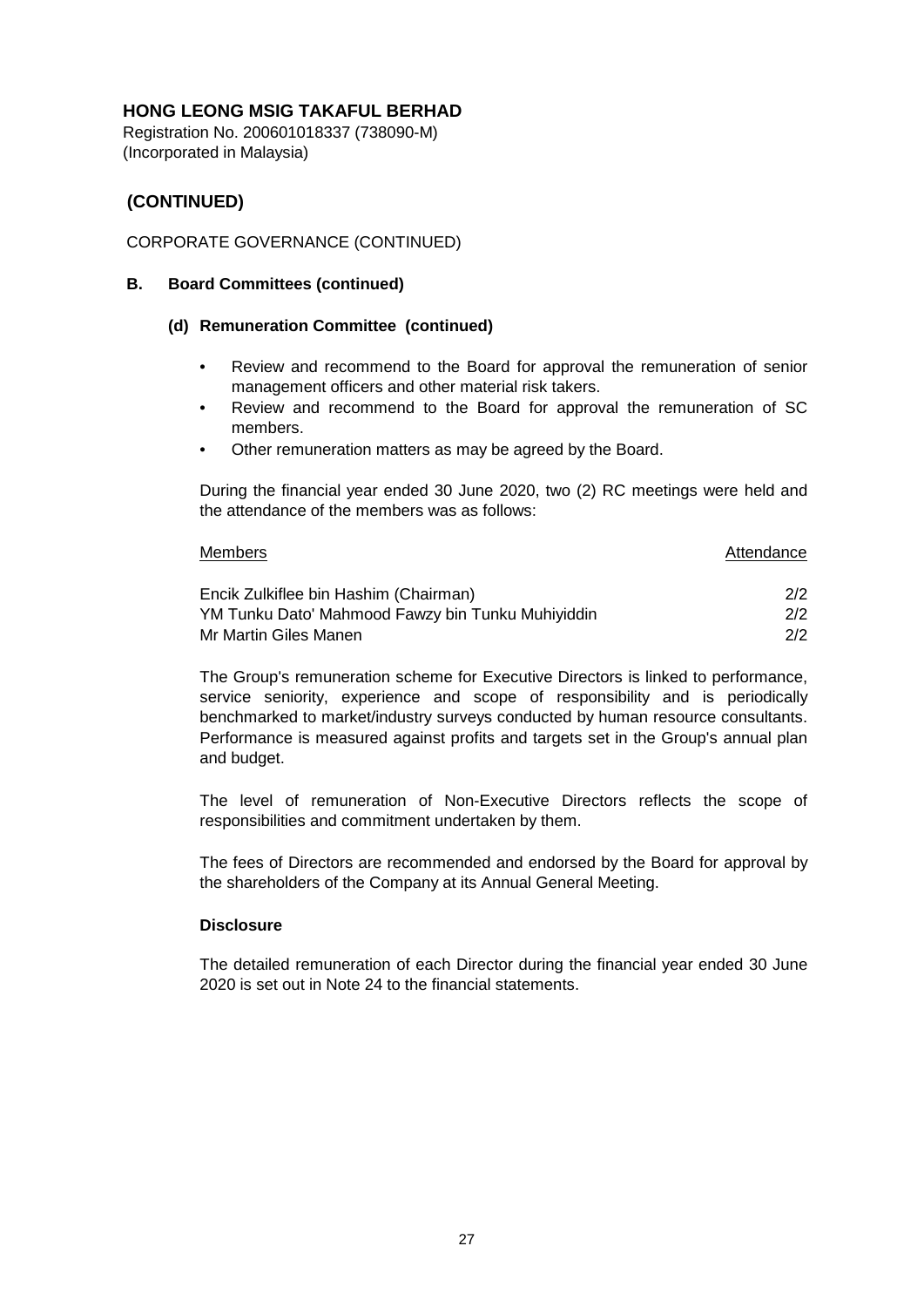**HONG LEONG MSIG TAKAFUL BERHAD**
Registration No. 200601018337 (738090-M)
(Incorporated in Malaysia)

## (CONTINUED)

CORPORATE GOVERNANCE (CONTINUED)

### B. Board Committees (continued)

#### (d) Remuneration Committee (continued)

- Review and recommend to the Board for approval the remuneration of senior management officers and other material risk takers.
- Review and recommend to the Board for approval the remuneration of SC members.
- Other remuneration matters as may be agreed by the Board.

During the financial year ended 30 June 2020, two (2) RC meetings were held and the attendance of the members was as follows:

| Members | Attendance |
|---|---|
| Encik Zulkiflee bin Hashim (Chairman) | 2/2 |
| YM Tunku Dato' Mahmood Fawzy bin Tunku Muhiyiddin | 2/2 |
| Mr Martin Giles Manen | 2/2 |

The Group's remuneration scheme for Executive Directors is linked to performance, service seniority, experience and scope of responsibility and is periodically benchmarked to market/industry surveys conducted by human resource consultants. Performance is measured against profits and targets set in the Group's annual plan and budget.

The level of remuneration of Non-Executive Directors reflects the scope of responsibilities and commitment undertaken by them.

The fees of Directors are recommended and endorsed by the Board for approval by the shareholders of the Company at its Annual General Meeting.

**Disclosure**

The detailed remuneration of each Director during the financial year ended 30 June 2020 is set out in Note 24 to the financial statements.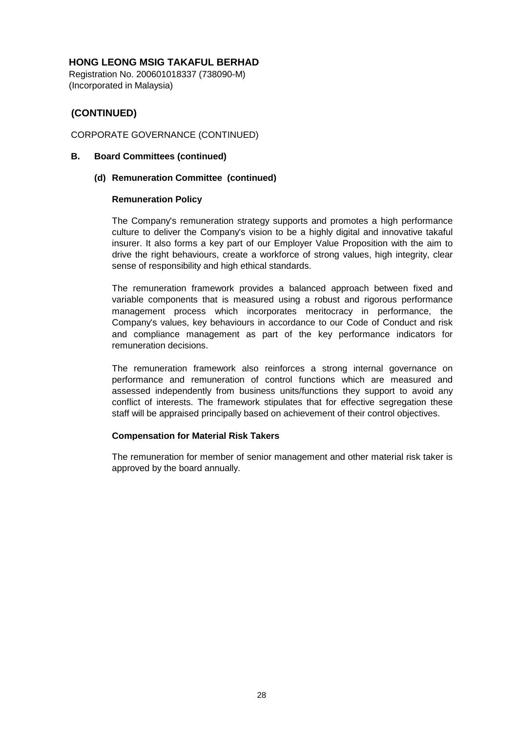**HONG LEONG MSIG TAKAFUL BERHAD**
Registration No. 200601018337 (738090-M)
(Incorporated in Malaysia)

## (CONTINUED)

CORPORATE GOVERNANCE (CONTINUED)

### B. Board Committees (continued)

#### (d) Remuneration Committee (continued)

**Remuneration Policy**

The Company's remuneration strategy supports and promotes a high performance culture to deliver the Company's vision to be a highly digital and innovative takaful insurer. It also forms a key part of our Employer Value Proposition with the aim to drive the right behaviours, create a workforce of strong values, high integrity, clear sense of responsibility and high ethical standards.

The remuneration framework provides a balanced approach between fixed and variable components that is measured using a robust and rigorous performance management process which incorporates meritocracy in performance, the Company's values, key behaviours in accordance to our Code of Conduct and risk and compliance management as part of the key performance indicators for remuneration decisions.

The remuneration framework also reinforces a strong internal governance on performance and remuneration of control functions which are measured and assessed independently from business units/functions they support to avoid any conflict of interests. The framework stipulates that for effective segregation these staff will be appraised principally based on achievement of their control objectives.

**Compensation for Material Risk Takers**

The remuneration for member of senior management and other material risk taker is approved by the board annually.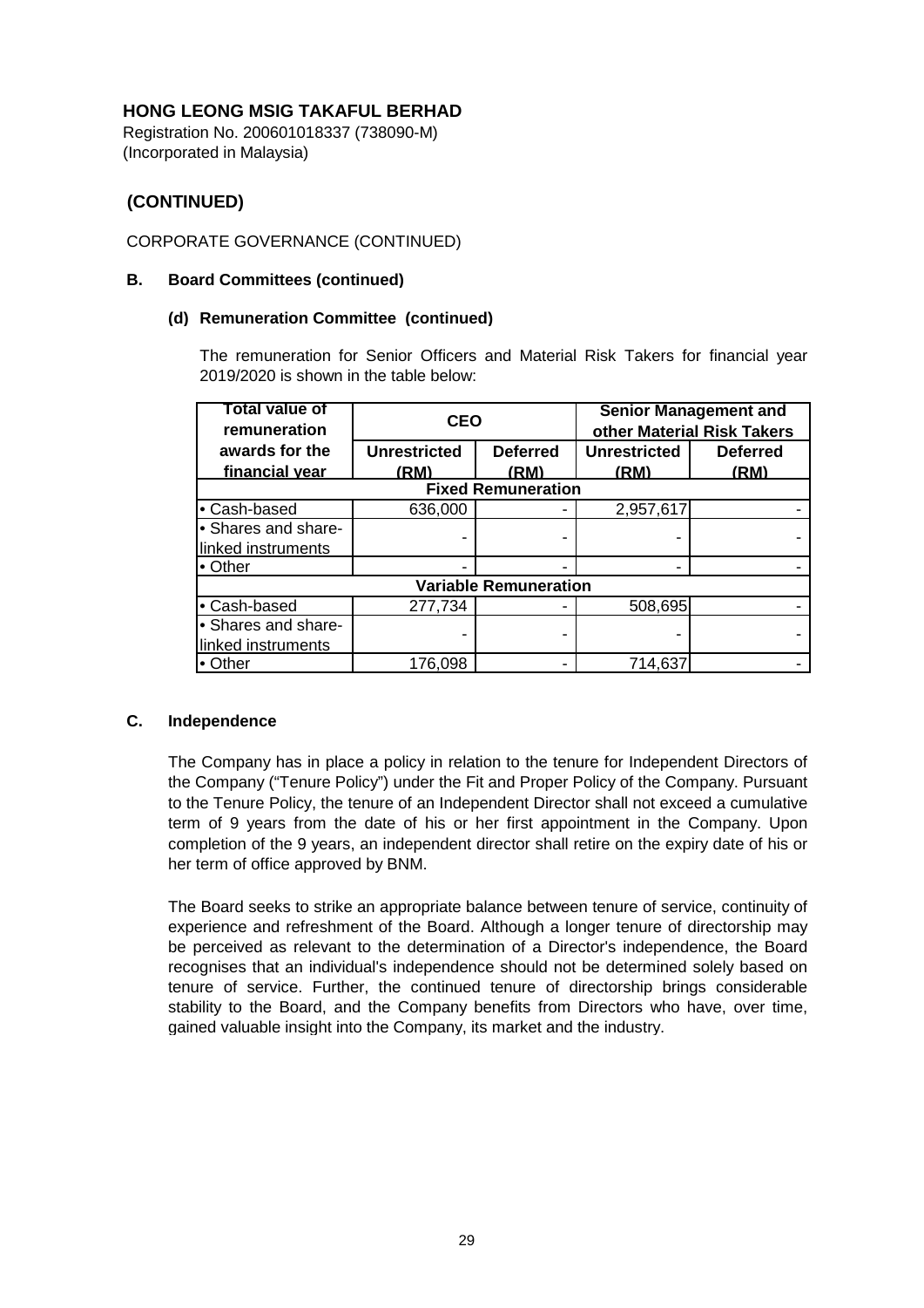**HONG LEONG MSIG TAKAFUL BERHAD**

Registration No. 200601018337 (738090-M)
(Incorporated in Malaysia)

## (CONTINUED)

CORPORATE GOVERNANCE (CONTINUED)

### B. Board Committees (continued)

#### (d) Remuneration Committee (continued)

The remuneration for Senior Officers and Material Risk Takers for financial year 2019/2020 is shown in the table below:

| Total value of remuneration awards for the financial year | CEO | | Senior Management and other Material Risk Takers | |
|---|---|---|---|---|
| | Unrestricted (RM) | Deferred (RM) | Unrestricted (RM) | Deferred (RM) |
| **Fixed Remuneration** | | | | |
| • Cash-based | 636,000 | - | 2,957,617 | - |
| • Shares and share-linked instruments | - | - | - | - |
| • Other | - | - | - | - |
| **Variable Remuneration** | | | | |
| • Cash-based | 277,734 | - | 508,695 | - |
| • Shares and share-linked instruments | - | - | - | - |
| • Other | 176,098 | - | 714,637 | - |

### C. Independence

The Company has in place a policy in relation to the tenure for Independent Directors of the Company ("Tenure Policy") under the Fit and Proper Policy of the Company. Pursuant to the Tenure Policy, the tenure of an Independent Director shall not exceed a cumulative term of 9 years from the date of his or her first appointment in the Company. Upon completion of the 9 years, an independent director shall retire on the expiry date of his or her term of office approved by BNM.

The Board seeks to strike an appropriate balance between tenure of service, continuity of experience and refreshment of the Board. Although a longer tenure of directorship may be perceived as relevant to the determination of a Director's independence, the Board recognises that an individual's independence should not be determined solely based on tenure of service. Further, the continued tenure of directorship brings considerable stability to the Board, and the Company benefits from Directors who have, over time, gained valuable insight into the Company, its market and the industry.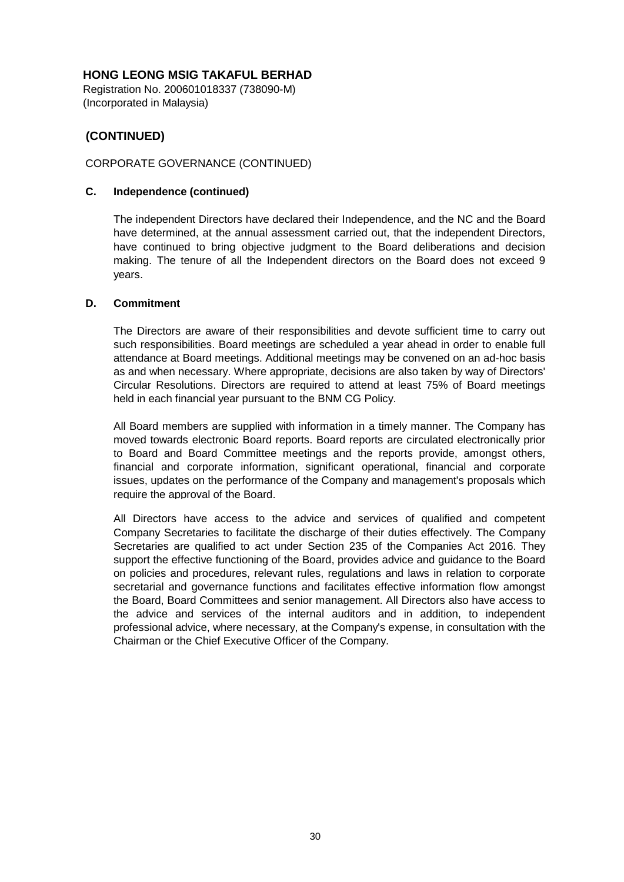**HONG LEONG MSIG TAKAFUL BERHAD**
Registration No. 200601018337 (738090-M)
(Incorporated in Malaysia)

## (CONTINUED)

CORPORATE GOVERNANCE (CONTINUED)

### C. Independence (continued)

The independent Directors have declared their Independence, and the NC and the Board have determined, at the annual assessment carried out, that the independent Directors, have continued to bring objective judgment to the Board deliberations and decision making. The tenure of all the Independent directors on the Board does not exceed 9 years.

### D. Commitment

The Directors are aware of their responsibilities and devote sufficient time to carry out such responsibilities. Board meetings are scheduled a year ahead in order to enable full attendance at Board meetings. Additional meetings may be convened on an ad-hoc basis as and when necessary. Where appropriate, decisions are also taken by way of Directors' Circular Resolutions. Directors are required to attend at least 75% of Board meetings held in each financial year pursuant to the BNM CG Policy.

All Board members are supplied with information in a timely manner. The Company has moved towards electronic Board reports. Board reports are circulated electronically prior to Board and Board Committee meetings and the reports provide, amongst others, financial and corporate information, significant operational, financial and corporate issues, updates on the performance of the Company and management's proposals which require the approval of the Board.

All Directors have access to the advice and services of qualified and competent Company Secretaries to facilitate the discharge of their duties effectively. The Company Secretaries are qualified to act under Section 235 of the Companies Act 2016. They support the effective functioning of the Board, provides advice and guidance to the Board on policies and procedures, relevant rules, regulations and laws in relation to corporate secretarial and governance functions and facilitates effective information flow amongst the Board, Board Committees and senior management. All Directors also have access to the advice and services of the internal auditors and in addition, to independent professional advice, where necessary, at the Company's expense, in consultation with the Chairman or the Chief Executive Officer of the Company.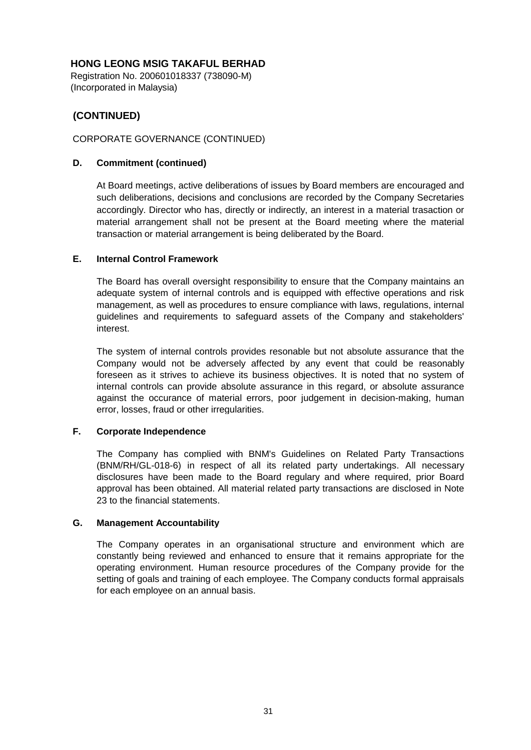**HONG LEONG MSIG TAKAFUL BERHAD**

Registration No. 200601018337 (738090-M)
(Incorporated in Malaysia)

## (CONTINUED)

CORPORATE GOVERNANCE (CONTINUED)

### D. Commitment (continued)

At Board meetings, active deliberations of issues by Board members are encouraged and such deliberations, decisions and conclusions are recorded by the Company Secretaries accordingly. Director who has, directly or indirectly, an interest in a material trasaction or material arrangement shall not be present at the Board meeting where the material transaction or material arrangement is being deliberated by the Board.

### E. Internal Control Framework

The Board has overall oversight responsibility to ensure that the Company maintains an adequate system of internal controls and is equipped with effective operations and risk management, as well as procedures to ensure compliance with laws, regulations, internal guidelines and requirements to safeguard assets of the Company and stakeholders' interest.

The system of internal controls provides resonable but not absolute assurance that the Company would not be adversely affected by any event that could be reasonably foreseen as it strives to achieve its business objectives. It is noted that no system of internal controls can provide absolute assurance in this regard, or absolute assurance against the occurance of material errors, poor judgement in decision-making, human error, losses, fraud or other irregularities.

### F. Corporate Independence

The Company has complied with BNM's Guidelines on Related Party Transactions (BNM/RH/GL-018-6) in respect of all its related party undertakings. All necessary disclosures have been made to the Board regulary and where required, prior Board approval has been obtained. All material related party transactions are disclosed in Note 23 to the financial statements.

### G. Management Accountability

The Company operates in an organisational structure and environment which are constantly being reviewed and enhanced to ensure that it remains appropriate for the operating environment. Human resource procedures of the Company provide for the setting of goals and training of each employee. The Company conducts formal appraisals for each employee on an annual basis.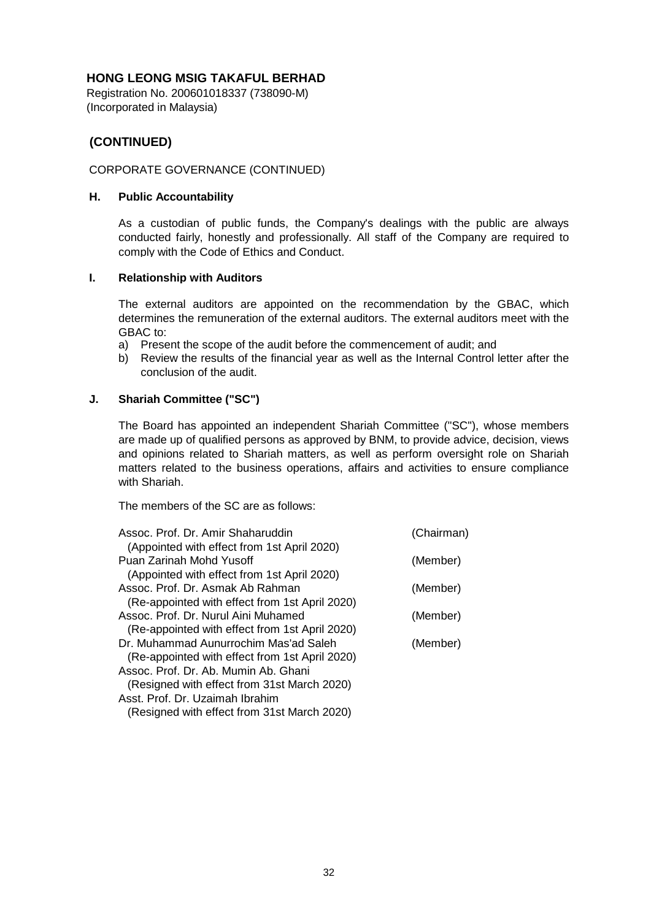**HONG LEONG MSIG TAKAFUL BERHAD**

Registration No. 200601018337 (738090-M)
(Incorporated in Malaysia)

## (CONTINUED)

CORPORATE GOVERNANCE (CONTINUED)

### H. Public Accountability

As a custodian of public funds, the Company's dealings with the public are always conducted fairly, honestly and professionally. All staff of the Company are required to comply with the Code of Ethics and Conduct.

### I. Relationship with Auditors

The external auditors are appointed on the recommendation by the GBAC, which determines the remuneration of the external auditors. The external auditors meet with the GBAC to:

a) Present the scope of the audit before the commencement of audit; and
b) Review the results of the financial year as well as the Internal Control letter after the conclusion of the audit.

### J. Shariah Committee ("SC")

The Board has appointed an independent Shariah Committee ("SC"), whose members are made up of qualified persons as approved by BNM, to provide advice, decision, views and opinions related to Shariah matters, as well as perform oversight role on Shariah matters related to the business operations, affairs and activities to ensure compliance with Shariah.

The members of the SC are as follows:

| | |
|---|---|
| Assoc. Prof. Dr. Amir Shaharuddin (Appointed with effect from 1st April 2020) | (Chairman) |
| Puan Zarinah Mohd Yusoff (Appointed with effect from 1st April 2020) | (Member) |
| Assoc. Prof. Dr. Asmak Ab Rahman (Re-appointed with effect from 1st April 2020) | (Member) |
| Assoc. Prof. Dr. Nurul Aini Muhamed (Re-appointed with effect from 1st April 2020) | (Member) |
| Dr. Muhammad Aunurrochim Mas'ad Saleh (Re-appointed with effect from 1st April 2020) | (Member) |
| Assoc. Prof. Dr. Ab. Mumin Ab. Ghani (Resigned with effect from 31st March 2020) | |
| Asst. Prof. Dr. Uzaimah Ibrahim (Resigned with effect from 31st March 2020) | |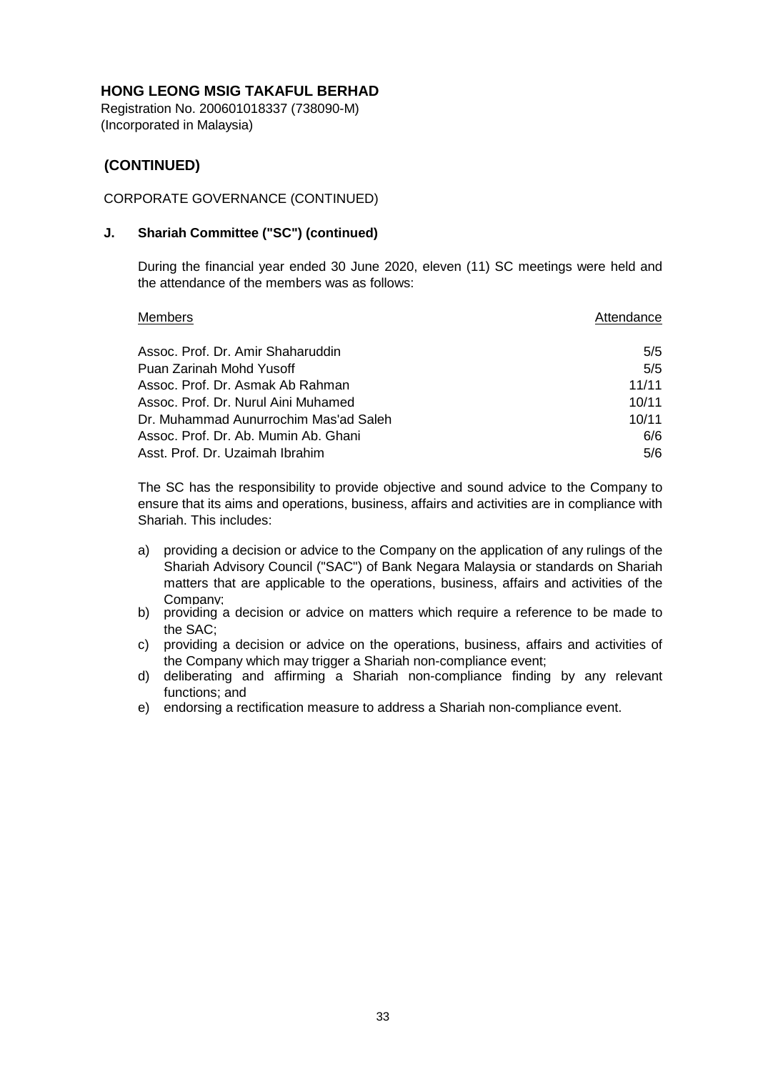**HONG LEONG MSIG TAKAFUL BERHAD**
Registration No. 200601018337 (738090-M)
(Incorporated in Malaysia)

## (CONTINUED)

CORPORATE GOVERNANCE (CONTINUED)

### J. Shariah Committee ("SC") (continued)

During the financial year ended 30 June 2020, eleven (11) SC meetings were held and the attendance of the members was as follows:

| Members | Attendance |
|---|---|
| Assoc. Prof. Dr. Amir Shaharuddin | 5/5 |
| Puan Zarinah Mohd Yusoff | 5/5 |
| Assoc. Prof. Dr. Asmak Ab Rahman | 11/11 |
| Assoc. Prof. Dr. Nurul Aini Muhamed | 10/11 |
| Dr. Muhammad Aunurrochim Mas'ad Saleh | 10/11 |
| Assoc. Prof. Dr. Ab. Mumin Ab. Ghani | 6/6 |
| Asst. Prof. Dr. Uzaimah Ibrahim | 5/6 |

The SC has the responsibility to provide objective and sound advice to the Company to ensure that its aims and operations, business, affairs and activities are in compliance with Shariah. This includes:

a) providing a decision or advice to the Company on the application of any rulings of the Shariah Advisory Council ("SAC") of Bank Negara Malaysia or standards on Shariah matters that are applicable to the operations, business, affairs and activities of the Company;
b) providing a decision or advice on matters which require a reference to be made to the SAC;
c) providing a decision or advice on the operations, business, affairs and activities of the Company which may trigger a Shariah non-compliance event;
d) deliberating and affirming a Shariah non-compliance finding by any relevant functions; and
e) endorsing a rectification measure to address a Shariah non-compliance event.